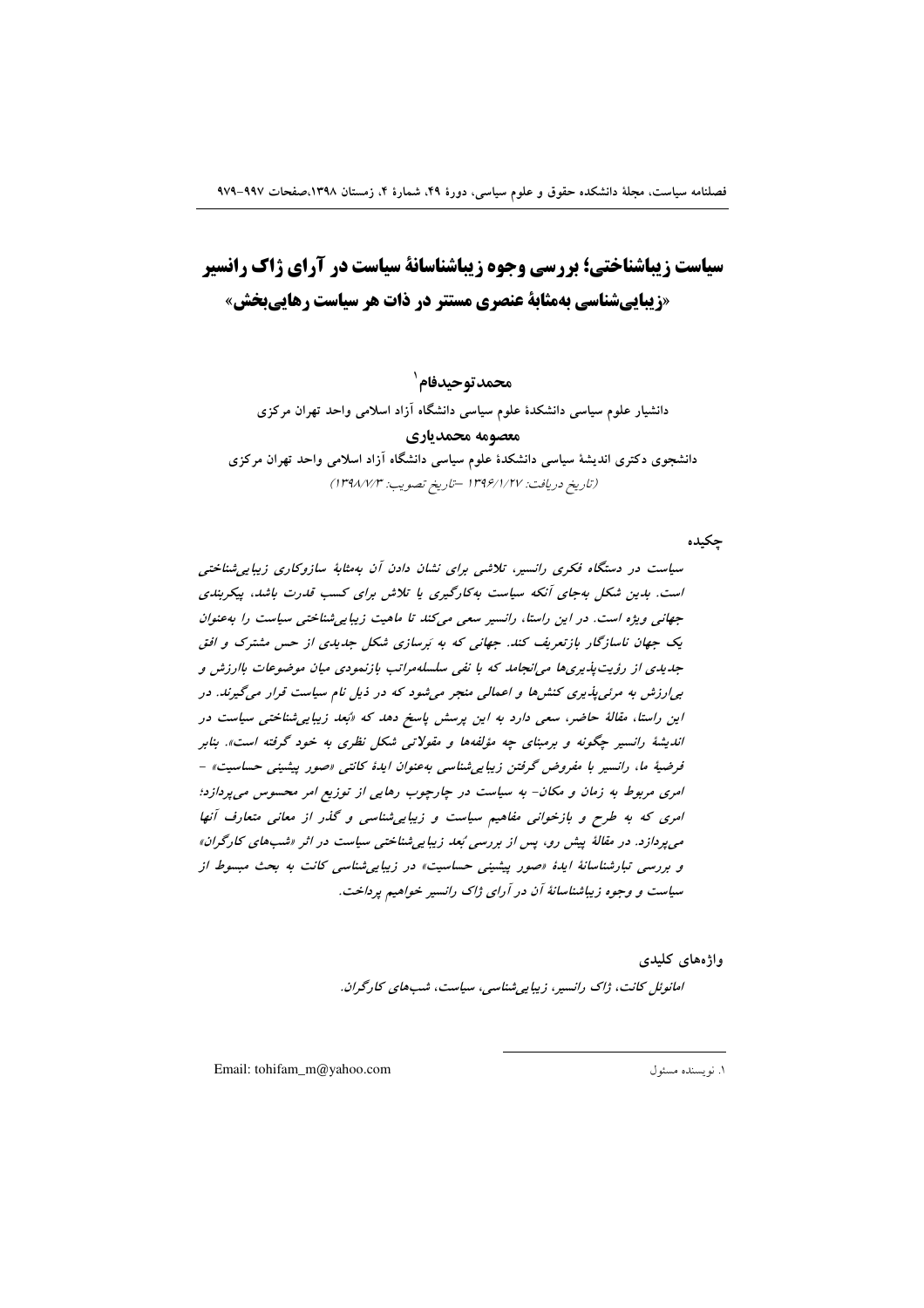# سیاست زیباشناختی؛ بررسی وجوه زیباشناسانهٔ سیاست در آرای ژاک رانسیر «زیبایی‌شناسی به‌مثابهٔ عنصری مستتر در ذات هر سیاست رهایی‌بخش»

**محمد توحیدفام**[1]

دانشیار علوم سیاسی دانشکدهٔ علوم سیاسی دانشگاه آزاد اسلامی واحد تهران مرکزی

**معصومه محمدیاری**

دانشجوی دکتری اندیشهٔ سیاسی دانشکدهٔ علوم سیاسی دانشگاه آزاد اسلامی واحد تهران مرکزی

(تاریخ دریافت: ۱۳۹۶/۱/۲۷ –تاریخ تصویب: ۱۳۹۸/۷/۳)

## چکیده

*سیاست در دستگاه فکری رانسیر، تلاشی برای نشان دادن آن به‌مثابهٔ سازوکاری زیبایی‌شناختی است. بدین شکل به‌جای آنکه سیاست به‌کارگیری یا تلاش برای کسب قدرت باشد، پیکربندی جهانی ویژه است. در این راستا، رانسیر سعی می‌کند تا ماهیت زیبایی‌شناختی سیاست را به‌عنوان یک جهان ناسازگار بازتعریف کند. جهانی که به بَرسازی شکل جدیدی از حس مشترک و افق جدیدی از رؤیت‌پذیری‌ها می‌انجامد که با نفی سلسله‌مراتب بازنمودی میان موضوعات باارزش و بی‌ارزش به مرئی‌پذیری کنش‌ها و اعمالی منجر می‌شود که در ذیل نام سیاست قرار می‌گیرند. در این راستا، مقالهٔ حاضر، سعی دارد به این پرسش پاسخ دهد که «بُعد زیبایی‌شناختی سیاست در اندیشهٔ رانسیر چگونه و برمبنای چه مؤلفه‌ها و مقولاتی شکل نظری به خود گرفته است». بنابر فرضیهٔ ما، رانسیر با مفروض گرفتن زیبایی‌شناسی به‌عنوان ایدهٔ کانتی «صور پیشینی حساسیت» - امری مربوط به زمان و مکان- به سیاست در چارچوب رهایی از توزیع امر محسوس می‌پردازد؛ امری که به طرح و بازخوانی مفاهیم سیاست و زیبایی‌شناسی و گذر از معانی متعارف آنها می‌پردازد. در مقالهٔ پیش رو، پس از بررسی بُعد زیبایی‌شناختی سیاست در اثر «شب‌های کارگران» و بررسی تبارشناسانهٔ ایدهٔ «صور پیشینی حساسیت» در زیبایی‌شناسی کانت به بحث مبسوط از سیاست و وجوه زیباشناسانهٔ آن در آرای ژاک رانسیر خواهیم پرداخت.*

## واژه‌های کلیدی

*امانوئل کانت، ژاک رانسیر، زیبایی‌شناسی، سیاست، شب‌های کارگران.*

---

[1] نویسنده مسئول

Email: tohifam_m@yahoo.com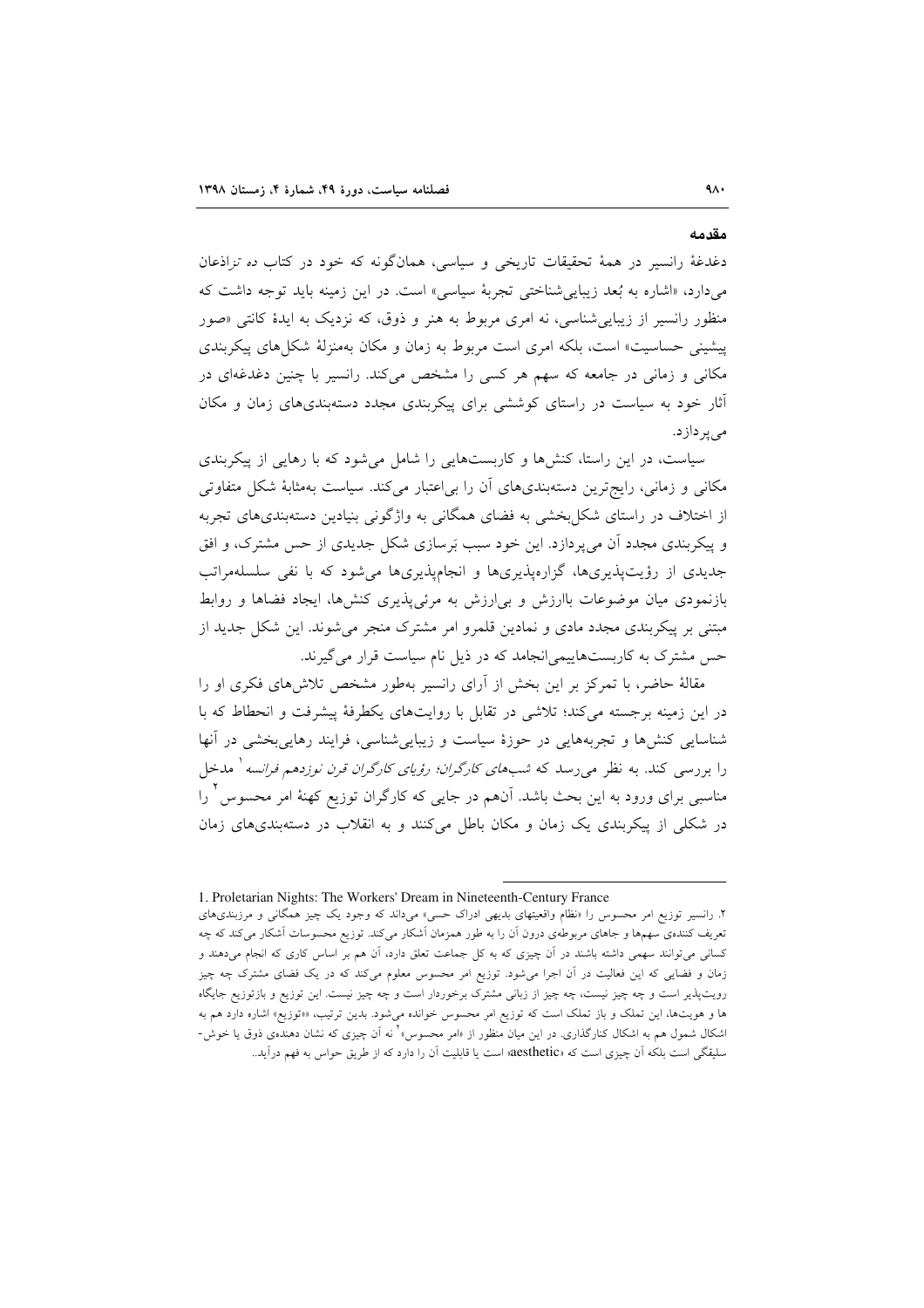## مقدمه

دغدغهٔ رانسیر در همهٔ تحقیقات تاریخی و سیاسی، همان‌گونه که خود در کتاب *ده تزاذعان* می‌دارد، «اشاره به بُعد زیبایی‌شناختی تجربهٔ سیاسی» است. در این زمینه باید توجه داشت که منظور رانسیر از زیبایی‌شناسی، نه امری مربوط به هنر و ذوق، که نزدیک به ایدهٔ کانتی «صور پیشینی حساسیت» است، بلکه امری است مربوط به زمان و مکان به‌منزلهٔ شکل‌های پیکربندی مکانی و زمانی در جامعه که سهم هر کسی را مشخص می‌کند. رانسیر با چنین دغدغه‌ای در آثار خود به سیاست در راستای کوششی برای پیکربندی مجدد دسته‌بندی‌های زمان و مکان می‌پردازد.

سیاست، در این راستا، کنش‌ها و کاربست‌هایی را شامل می‌شود که با رهایی از پیکربندی مکانی و زمانی، رایج‌ترین دسته‌بندی‌های آن را بی‌اعتبار می‌کند. سیاست به‌مثابهٔ شکل متفاوتی از اختلاف در راستای شکل‌بخشی به فضای همگانی به واژگونی بنیادین دسته‌بندی‌های تجربه و پیکربندی مجدد آن می‌پردازد. این خود سبب بَرسازی شکل جدیدی از حس مشترک، و افق جدیدی از رؤیت‌پذیری‌ها، گزاره‌پذیری‌ها و انجام‌پذیری‌ها می‌شود که با نفی سلسله‌مراتب بازنمودی میان موضوعات باارزش و بی‌ارزش به مرئی‌پذیری کنش‌ها، ایجاد فضاها و روابط مبتنی بر پیکربندی مجدد مادی و نمادین قلمرو امر مشترک منجر می‌شوند. این شکل جدید از حس مشترک به کاربست‌هاییمی‌انجامد که در ذیل نام سیاست قرار می‌گیرند.

مقالهٔ حاضر، با تمرکز بر این بخش از آرای رانسیر به‌طور مشخص تلاش‌های فکری او را در این زمینه برجسته می‌کند؛ تلاشی در تقابل با روایت‌های یکطرفهٔ پیشرفت و انحطاط که با شناسایی کنش‌ها و تجربه‌هایی در حوزهٔ سیاست و زیبایی‌شناسی، فرایند رهایی‌بخشی در آنها را بررسی کند. به نظر می‌رسد که *شب‌های کارگران؛ رؤیای کارگران قرن نوزدهم فرانسه*[1] مدخل مناسبی برای ورود به این بحث باشد. آن‌هم در جایی که کارگران توزیع کهنهٔ امر محسوس[2] را در شکلی از پیکربندی یک زمان و مکان باطل می‌کنند و به انقلاب در دسته‌بندی‌های زمان

---

1. Proletarian Nights: The Workers' Dream in Nineteenth-Century France

۲. رانسیر توزیع امر محسوس را «نظام واقعیتهای بدیهی ادراک حسی» می‌داند که وجود یک چیز همگانی و مرزبندی‌های تعریف کننده‌ی سهم‌ها و جاهای مربوطه‌ی درون آن را به طور همزمان آشکار می‌کند. توزیع محسوسات آشکار می‌کند که چه کسانی می‌توانند سهمی داشته باشند در آن چیزی که به کل جماعت تعلق دارد، آن هم بر اساس کاری که انجام می‌دهند و زمان و فضایی که این فعالیت در آن اجرا می‌شود. توزیع امر محسوس معلوم می‌کند که در یک فضای مشترک چه چیز رویت‌پذیر است و چه چیز نیست، چه چیز از زبانی مشترک برخوردار است و چه چیز نیست. این توزیع و بازتوزیع جایگاه ها و هویت‌ها، این تملک و باز تملک است که توزیع امر محسوس خوانده می‌شود. بدین ترتیب، «توزیع» اشاره دارد هم به اشکال شمول هم به اشکال کنارگذاری. در این میان منظور از «امر محسوس»[2] نه آن چیزی که نشان دهنده‌ی ذوق یا خوش-سلیقگی است بلکه آن چیزی است که «aesthetic» است یا قابلیت آن را دارد که از طریق حواس به فهم درآید..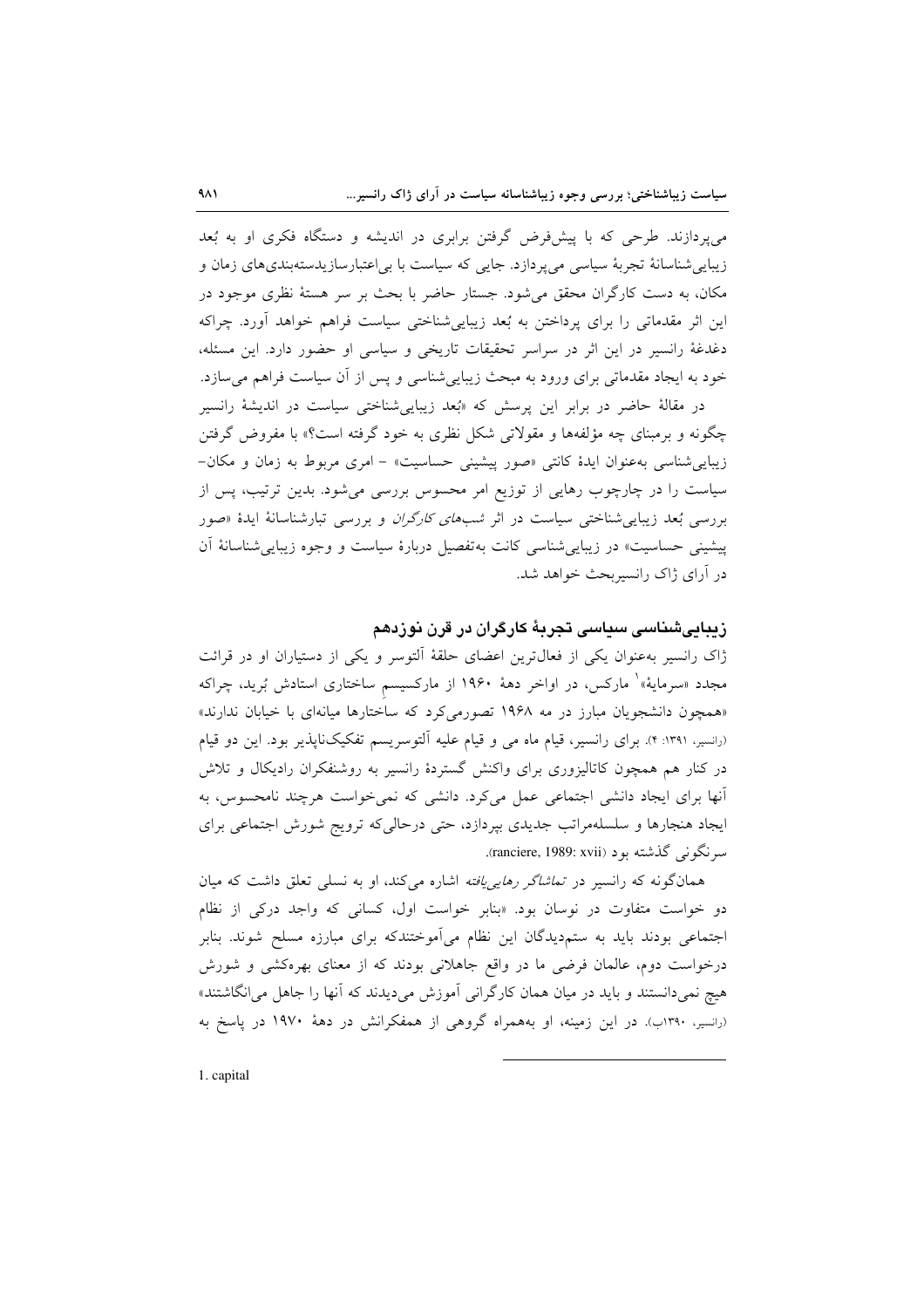می‌پردازند. طرحی که با پیش‌فرض گرفتن برابری در اندیشه و دستگاه فکری او به بُعد زیبایی‌شناسانهٔ تجربهٔ سیاسی می‌پردازد. جایی که سیاست با بی‌اعتبارسازیدسته‌بندی‌های زمان و مکان، به دست کارگران محقق می‌شود. جستار حاضر با بحث بر سر هستهٔ نظری موجود در این اثر مقدماتی را برای پرداختن به بُعد زیبایی‌شناختی سیاست فراهم خواهد آورد. چراکه دغدغهٔ رانسیر در این اثر در سراسر تحقیقات تاریخی و سیاسی او حضور دارد. این مسئله، خود به ایجاد مقدماتی برای ورود به مبحث زیبایی‌شناسی و پس از آن سیاست فراهم می‌سازد.

در مقالهٔ حاضر در برابر این پرسش که «بُعد زیبایی‌شناختی سیاست در اندیشهٔ رانسیر چگونه و برمبنای چه مؤلفه‌ها و مقولاتی شکل نظری به خود گرفته است؟» با مفروض گرفتن زیبایی‌شناسی به‌عنوان ایدهٔ کانتی «صور پیشینی حساسیت» - امری مربوط به زمان و مکان- سیاست را در چارچوب رهایی از توزیع امر محسوس بررسی می‌شود. بدین ترتیب، پس از بررسی بُعد زیبایی‌شناختی سیاست در اثر *شب‌های کارگران* و بررسی تبارشناسانهٔ ایدهٔ «صور پیشینی حساسیت» در زیبایی‌شناسی کانت به‌تفصیل دربارهٔ سیاست و وجوه زیبایی‌شناسانهٔ آن در آرای ژاک رانسیربحث خواهد شد.

## زیبایی‌شناسی سیاسی تجربهٔ کارگران در قرن نوزدهم

ژاک رانسیر به‌عنوان یکی از فعال‌ترین اعضای حلقهٔ آلتوسر و یکی از دستیاران او در قرائت مجدد «سرمایهٔ»[1] مارکس، در اواخر دههٔ ۱۹۶۰ از مارکسیسم ساختاری استادش بُرید، چراکه «همچون دانشجویان مبارز در مه ۱۹۶۸ تصورمی‌کرد که ساختارها میانه‌ای با خیابان ندارند» (رانسیر، ۱۳۹۱: ۴). برای رانسیر، قیام ماه می و قیام علیه آلتوسریسم تفکیک‌ناپذیر بود. این دو قیام در کنار هم همچون کاتالیزوری برای واکنش گستردهٔ رانسیر به روشنفکران رادیکال و تلاش آنها برای ایجاد دانشی اجتماعی عمل می‌کرد. دانشی که نمی‌خواست هرچند نامحسوس، به ایجاد هنجارها و سلسله‌مراتب جدیدی بپردازد، حتی درحالی‌که ترویج شورش اجتماعی برای سرنگونی گذشته بود (ranciere, 1989: xvii).

همان‌گونه که رانسیر در *تماشاگر رهایی‌یافته* اشاره می‌کند، او به نسلی تعلق داشت که میان دو خواست متفاوت در نوسان بود. «بنابر خواست اول، کسانی که واجد درکی از نظام اجتماعی بودند باید به ستم‌دیدگان این نظام می‌آموختندکه برای مبارزه مسلح شوند. بنابر درخواست دوم، عالمان فرضی ما در واقع جاهلانی بودند که از معنای بهره‌کشی و شورش هیچ نمی‌دانستند و باید در میان همان کارگرانی آموزش می‌دیدند که آنها را جاهل می‌انگاشتند» (رانسیر، ۱۳۹۰ب). در این زمینه، او به‌همراه گروهی از همفکرانش در دههٔ ۱۹۷۰ در پاسخ به

---

1. capital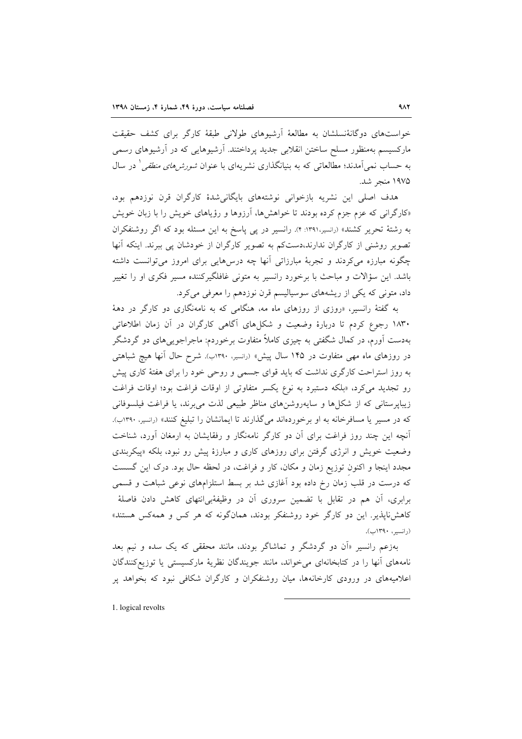خواست‌های دوگانهٔ‌نسلشان به مطالعهٔ آرشیوهای طولانی طبقهٔ کارگر برای کشف حقیقت مارکسیسم به‌منظور مسلح ساختن انقلابی جدید پرداختند. آرشیوهایی که در آرشیوهای رسمی به حساب نمی‌آمدند؛ مطالعاتی که به بنیانگذاری نشریه‌ای با عنوان *شورش‌های منطقی*[1] در سال ۱۹۷۵ منجر شد.

هدف اصلی این نشریه بازخوانی نوشته‌های بایگانی‌شدهٔ کارگران قرن نوزدهم بود، «کارگرانی که عزم جزم کرده بودند تا خواهش‌ها، آرزوها و رؤیاهای خویش را با زبان خویش به رشتهٔ تحریر کشند» (رانسیر،۱۳۹۱: ۴). رانسیر در پی پاسخ به این مسئله بود که اگر روشنفکران تصویر روشنی از کارگران ندارند،دست‌کم به تصویر کارگران از خودشان پی ببرند. اینکه آنها چگونه مبارزه می‌کردند و تجربهٔ مبارزاتی آنها چه درس‌هایی برای امروز می‌توانست داشته باشد. این سؤالات و مباحث با برخورد رانسیر به متونی غافلگیرکننده مسیر فکری او را تغییر داد، متونی که یکی از ریشه‌های سوسیالیسم قرن نوزدهم را معرفی می‌کرد.

به گفتهٔ رانسیر، «روزی از روزهای ماه مه، هنگامی که به نامه‌نگاری دو کارگر در دههٔ ۱۸۳۰ رجوع کردم تا دربارهٔ وضعیت و شکل‌های آگاهی کارگران در آن زمان اطلاعاتی به‌دست آورم، در کمال شگفتی به چیزی کاملاً متفاوت برخوردم: ماجراجویی‌های دو گردشگر در روزهای ماه مهی متفاوت در ۱۴۵ سال پیش» (رانسیر، ۱۳۹۰ب). شرح حال آنها هیچ شباهتی به روز استراحت کارگری نداشت که باید قوای جسمی و روحی خود را برای هفتهٔ کاری پیش رو تجدید می‌کرد، «بلکه دستبرد به نوع یکسر متفاوتی از اوقات فراغت بود؛ اوقات فراغت زیباپرستانی که از شکل‌ها و سایه‌روشن‌های مناظر طبیعی لذت می‌برند، یا فراغت فیلسوفانی که در مسیر یا مسافرخانه به او برخورده‌اند می‌گذارند تا ایمانشان را تبلیغ کنند» (رانسیر، ۱۳۹۰ب). آنچه این چند روز فراغت برای آن دو کارگر نامه‌نگار و رفقایشان به ارمغان آورد، شناخت وضعیت خویش و انرژی گرفتن برای روزهای کاری و مبارزهٔ پیش رو نبود، بلکه «پیکربندی مجدد اینجا و اکنونِ توزیع زمان و مکان، کار و فراغت، در لحظه حال بود. درک این گسست که درست در قلب زمان رخ داده بود آغازی شد بر بسط استلزام‌های نوعی شباهت و قسمی برابری، آن هم در تقابل با تضمین سروری آن در وظیفهٔ‌بی‌انتهای کاهش دادن فاصلهٔ کاهش‌ناپذیر. این دو کارگر خود روشنفکر بودند، همان‌گونه که هر کس و همه‌کس هستند» (رانسیر، ۱۳۹۰ب).

به‌زعم رانسیر «آن دو گردشگر و تماشاگر بودند، مانند محققی که یک سده و نیم بعد نامه‌های آنها را در کتابخانه‌ای می‌خواند، مانند جویندگان نظریهٔ مارکسیستی یا توزیع‌کنندگان اعلامیه‌های در ورودی کارخانه‌ها، میان روشنفکران و کارگران شکافی نبود که بخواهد پر

---

1. logical revolts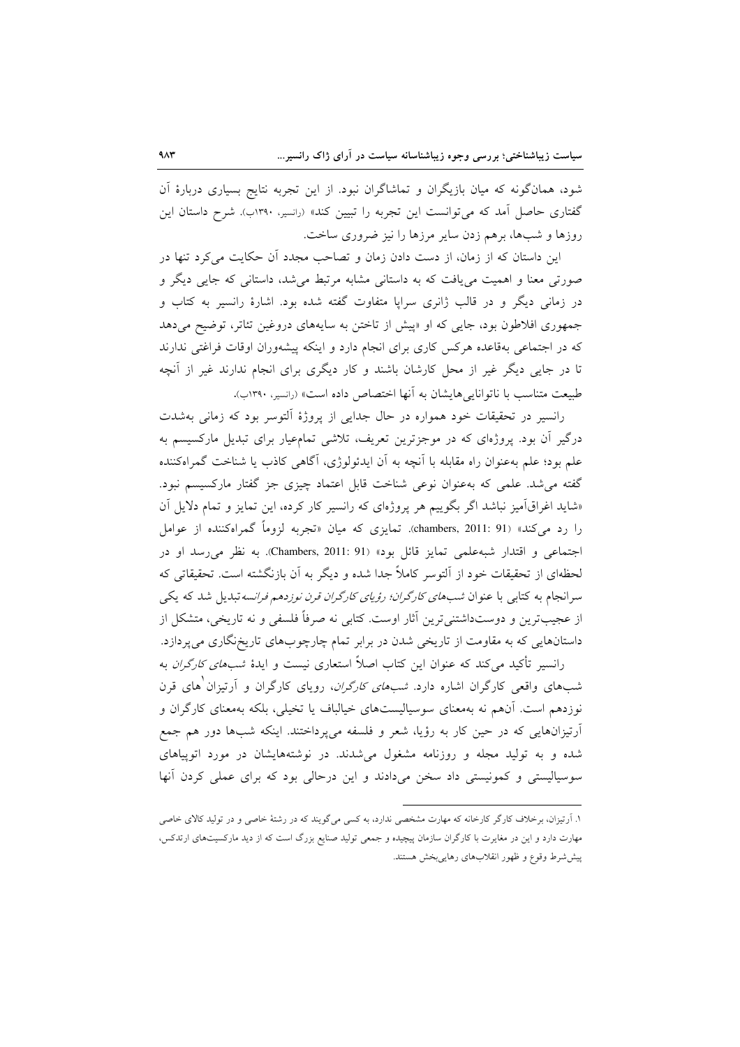شود، همان‌گونه که میان بازیگران و تماشاگران نبود. از این تجربه نتایج بسیاری دربارهٔ آن گفتاری حاصل آمد که می‌توانست این تجربه را تبیین کند» (رانسیر، ۱۳۹۰ب). شرح داستان این روزها و شب‌ها، برهم زدن سایر مرزها را نیز ضروری ساخت.

این داستان که از زمان، از دست دادن زمان و تصاحب مجدد آن حکایت می‌کرد تنها در صورتی معنا و اهمیت می‌یافت که به داستانی مشابه مرتبط می‌شد، داستانی که جایی دیگر و در زمانی دیگر و در قالب ژانری سراپا متفاوت گفته شده بود. اشارهٔ رانسیر به کتاب و جمهوری افلاطون بود، جایی که او «پیش از تاختن به سایه‌های دروغین تئاتر، توضیح می‌دهد که در اجتماعی به‌قاعده هرکس کاری برای انجام دارد و اینکه پیشه‌وران اوقات فراغتی ندارند تا در جایی دیگر غیر از محل کارشان باشند و کار دیگری برای انجام ندارند غیر از آنچه طبیعت متناسب با ناتوانایی‌هایشان به آنها اختصاص داده است» (رانسیر، ۱۳۹۰ب).

رانسیر در تحقیقات خود همواره در حال جدایی از پروژهٔ آلتوسر بود که زمانی به‌شدت درگیر آن بود. پروژه‌ای که در موجزترین تعریف، تلاشی تمام‌عیار برای تبدیل مارکسیسم به علم بود؛ علم به‌عنوان راه مقابله با آنچه به آن ایدئولوژی، آگاهی کاذب یا شناخت گمراه‌کننده گفته می‌شد. علمی که به‌عنوان نوعی شناخت قابل اعتماد چیزی جز گفتار مارکسیسم نبود. «شاید اغراق‌آمیز نباشد اگر بگوییم هر پروژه‌ای که رانسیر کار کرده، این تمایز و تمام دلایل آن را رد می‌کند» (chambers, 2011: 91). تمایزی که میان «تجربه لزوماً گمراه‌کننده از عوامل اجتماعی و اقتدار شبه‌علمی تمایز قائل بود» (Chambers, 2011: 91). به نظر می‌رسد او در لحظه‌ای از تحقیقات خود از آلتوسر کاملاً جدا شده و دیگر به آن بازنگشته است. تحقیقاتی که سرانجام به کتابی با عنوان *شب‌های کارگران؛ رؤیای کارگران قرن نوزدهم فرانسه* تبدیل شد که یکی از عجیب‌ترین و دوست‌داشتنی‌ترین آثار اوست. کتابی نه صرفاً فلسفی و نه تاریخی، متشکل از داستان‌هایی که به مقاومت از تاریخی شدن در برابر تمام چارچوب‌های تاریخ‌نگاری می‌پردازد.

رانسیر تأکید می‌کند که عنوان این کتاب اصلاً استعاری نیست و ایدهٔ *شب‌های کارگران* به شب‌های واقعی کارگران اشاره دارد. *شب‌های کارگران*، رویای کارگران و آرتیزان[1]های قرن نوزدهم است. آن‌هم نه به‌معنای سوسیالیست‌های خیالباف یا تخیلی، بلکه به‌معنای کارگران و آرتیزان‌هایی که در حین کار به رؤیا، شعر و فلسفه می‌پرداختند. اینکه شب‌ها دور هم جمع شده و به تولید مجله و روزنامه مشغول می‌شدند. در نوشته‌هایشان در مورد اتوپیاهای سوسیالیستی و کمونیستی داد سخن می‌دادند و این درحالی بود که برای عملی کردن آنها

---

[1]. آرتیزان، برخلاف کارگر کارخانه که مهارت مشخصی ندارد، به کسی می‌گویند که در رشتهٔ خاصی و در تولید کالای خاصی مهارت دارد و این در مغایرت با کارگران سازمان پیچیده و جمعی تولید صنایع بزرگ است که از دید مارکسیست‌های ارتدکس، پیش‌شرط وقوع و ظهور انقلاب‌های رهایی‌بخش هستند.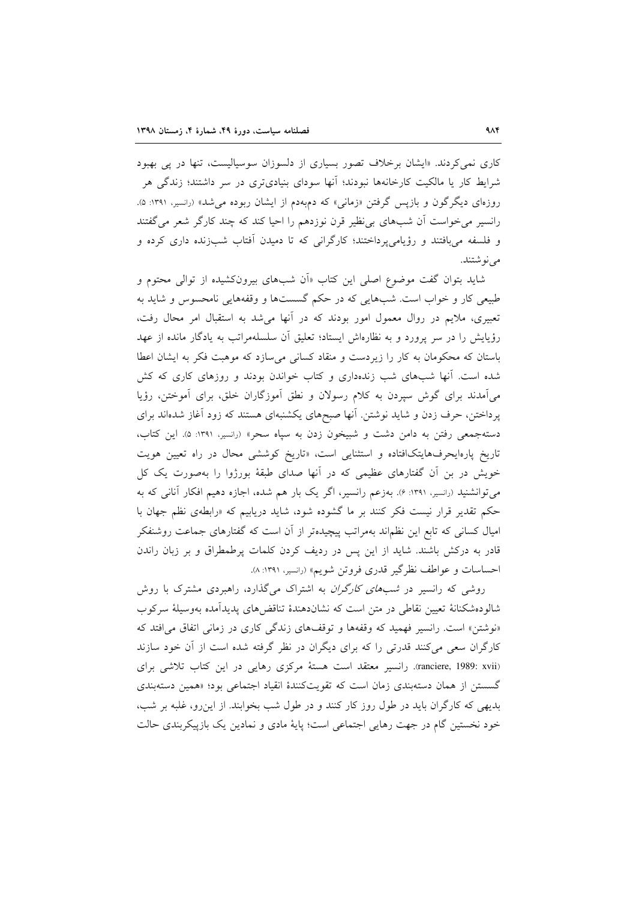کاری نمی‌کردند. «ایشان برخلاف تصور بسیاری از دلسوزان سوسیالیست، تنها در پی بهبود شرایط کار یا مالکیت کارخانه‌ها نبودند؛ آنها سودای بنیادی‌تری در سر داشتند؛ زندگی هر روزه‌ای دیگرگون و بازپس گرفتن «زمانی» که دم‌به‌دم از ایشان ربوده می‌شد» (رانسیر، ۱۳۹۱: ۵). رانسیر می‌خواست آن شب‌های بی‌نظیر قرن نوزدهم را احیا کند که چند کارگر شعر می‌گفتند و فلسفه می‌بافتند و رؤیامی‌پرداختند؛ کارگرانی که تا دمیدن آفتاب شب‌زنده داری کرده و می‌نوشتند.

شاید بتوان گفت موضوع اصلی این کتاب «آن شب‌های بیرون‌کشیده از توالی محتوم و طبیعی کار و خواب است. شب‌هایی که در حکم گسست‌ها و وقفه‌هایی نامحسوس و شاید به تعبیری، ملایم در روال معمول امور بودند که در آنها می‌شد به استقبال امر محال رفت، رؤیایش را در سر پرورد و به نظاره‌اش ایستاد؛ تعلیق آن سلسله‌مراتب به یادگار مانده از عهد باستان که محکومان به کار را زیردست و منقاد کسانی می‌سازد که موهبت فکر به ایشان اعطا شده است. آنها شب‌های شب زنده‌داری و کتاب خواندن بودند و روزهای کاری که کش می‌آمدند برای گوش سپردن به کلام رسولان و نطق آموزگاران خلق، برای آموختن، رؤیا پرداختن، حرف زدن و شاید نوشتن. آنها صبح‌های یکشنبه‌ای هستند که زود آغاز شده‌اند برای دسته‌جمعی رفتن به دامن دشت و شبیخون زدن به سپاه سحر» (رانسیر، ۱۳۹۱: ۵). این کتاب، تاریخ پاره‌ایحرف‌هایتک‌افتاده و استثنایی است، «تاریخ کوششی محال در راه تعیین هویت خویش در بن آن گفتارهای عظیمی که در آنها صدای طبقهٔ بورژوا را به‌صورت یک کل می‌توانشنید (رانسیر، ۱۳۹۱: ۶). به‌زعم رانسیر، اگر یک بار هم شده، اجازه دهیم افکار آنانی که به حکم تقدیر قرار نیست فکر کنند بر ما گشوده شود، شاید دریابیم که «رابطه‌ی نظم جهان با امیال کسانی که تابع این نظم‌اند به‌مراتب پیچیده‌تر از آن است که گفتارهای جماعت روشنفکر قادر به درکش باشند. شاید از این پس در ردیف کردن کلمات پرطمطراق و بر زبان راندن احساسات و عواطف نظرگیر قدری فروتن شویم» (رانسیر، ۱۳۹۱: ۸).

روشی که رانسیر در *شب‌های کارگران* به اشتراک می‌گذارد، راهبردی مشترک با روش شالوده‌شکنانهٔ تعیین نقاطی در متن است که نشان‌دهندهٔ تناقض‌های پدیدآمده به‌وسیلهٔ سرکوب «نوشتن» است. رانسیر فهمید که وقفه‌ها و توقف‌های زندگی کاری در زمانی اتفاق می‌افتد که کارگران سعی می‌کنند قدرتی را که برای دیگران در نظر گرفته شده است از آن خود سازند (ranciere, 1989: xvii). رانسیر معتقد است هستهٔ مرکزی رهایی در این کتاب تلاشی برای گسستن از همان دسته‌بندی زمان است که تقویت‌کنندهٔ انقیاد اجتماعی بود؛ «همین دسته‌بندی بدیهی که کارگران باید در طول روز کار کنند و در طول شب بخوابند. از این‌رو، غلبه بر شب، خود نخستین گام در جهت رهایی اجتماعی است؛ پایهٔ مادی و نمادین یک بازپیکربندی حالت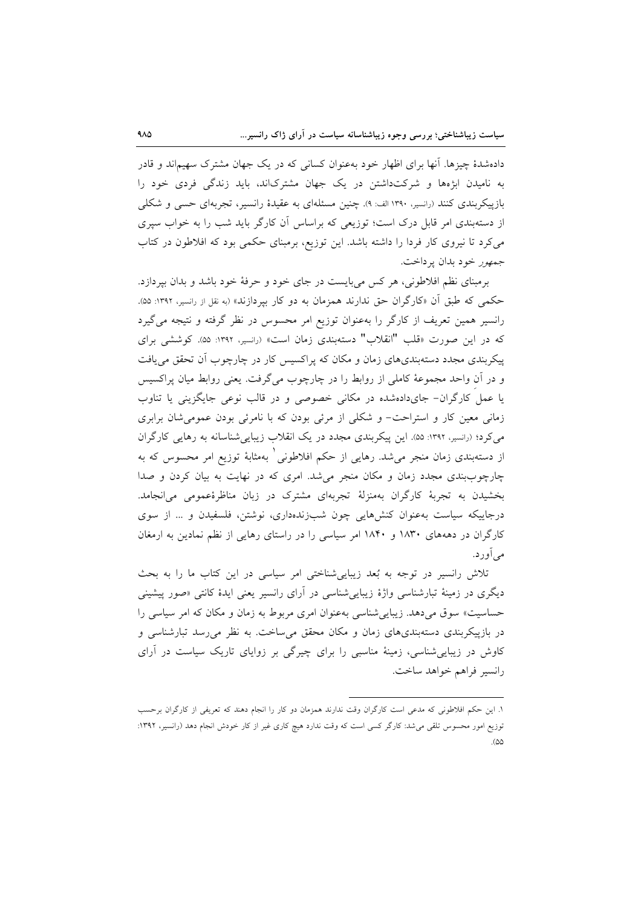دادهشدهٔ چیزها. آنها برای اظهار خود به‌عنوان کسانی که در یک جهان مشترک سهیم‌اند و قادر به نامیدن ابژه‌ها و شرکت‌داشتن در یک جهان مشترک‌اند، باید زندگی فردی خود را بازپیکربندی کنند (رانسیر، ۱۳۹۰ الف: ۹). چنین مسئله‌ای به عقیدهٔ رانسیر، تجربه‌ای حسی و شکلی از دسته‌بندی امر قابل درک است؛ توزیعی که براساس آن کارگر باید شب را به خواب سپری می‌کرد تا نیروی کار فردا را داشته باشد. این توزیع، برمبنای حکمی بود که افلاطون در کتاب جمهور خود بدان پرداخت.

برمبنای نظم افلاطونی، هر کس می‌بایست در جای خود و حرفهٔ خود باشد و بدان بپردازد. حکمی که طبق آن «کارگران حق ندارند همزمان به دو کار بپردازند» (به نقل از رانسیر، ۱۳۹۲: ۵۵). رانسیر همین تعریف از کارگر را به‌عنوان توزیع امر محسوس در نظر گرفته و نتیجه می‌گیرد که در این صورت «قلب "انقلاب" دسته‌بندی زمان است» (رانسیر، ۱۳۹۲: ۵۵). کوششی برای پیکربندی مجدد دسته‌بندی‌های زمان و مکان که پراکسیس کار در چارچوب آن تحقق می‌یافت و در آن واحد مجموعهٔ کاملی از روابط را در چارچوب می‌گرفت. یعنی روابط میان پراکسیس یا عملِ کارگران- جای‌داده‌شده در مکانی خصوصی و در قالب نوعی جایگزینی یا تناوب زمانی معین کار و استراحت- و شکلی از مرئی بودن که با نامرئی بودن عمومی‌شان برابری می‌کرد؛ (رانسیر، ۱۳۹۲: ۵۵). این پیکربندی مجدد در یک انقلاب زیبایی‌شناسانه به رهایی کارگران از دسته‌بندی زمان منجر می‌شد. رهایی از حکم افلاطونی[1] به‌مثابهٔ توزیع امر محسوس که به چارچوب‌بندی مجدد زمان و مکان منجر می‌شد. امری که در نهایت به بیان کردن و صدا بخشیدن به تجربهٔ کارگران به‌منزلهٔ تجربه‌ای مشترک در زبان مناظرهٔعمومی می‌انجامد. درجاییکه سیاست به‌عنوان کنش‌هایی چون شب‌زنده‌داری، نوشتن، فلسفیدن و ... از سوی کارگران در دهه‌های ۱۸۳۰ و ۱۸۴۰ امر سیاسی را در راستای رهایی از نظم نمادین به ارمغان می‌آورد.

تلاش رانسیر در توجه به بُعد زیبایی‌شناختی امر سیاسی در این کتاب ما را به بحث دیگری در زمینهٔ تبارشناسی واژهٔ زیبایی‌شناسی در آرای رانسیر یعنی ایدهٔ کانتی «صور پیشینی حساسیت» سوق می‌دهد. زیبایی‌شناسی به‌عنوان امری مربوط به زمان و مکان که امر سیاسی را در بازپیکربندی دسته‌بندی‌های زمان و مکان محقق می‌ساخت. به نظر می‌رسد تبارشناسی و کاوش در زیبایی‌شناسی، زمینهٔ مناسبی را برای چیرگی بر زوایای تاریک سیاست در آرای رانسیر فراهم خواهد ساخت.

---

۱. این حکم افلاطونی که مدعی است کارگران وقت ندارند همزمان دو کار را انجام دهند که تعریفی از کارگران برحسب توزیع امور محسوس تلقی می‌شد: کارگر کسی است که وقت ندارد هیچ کاری غیر از کار خودش انجام دهد (رانسیر، ۱۳۹۲: ۵۵).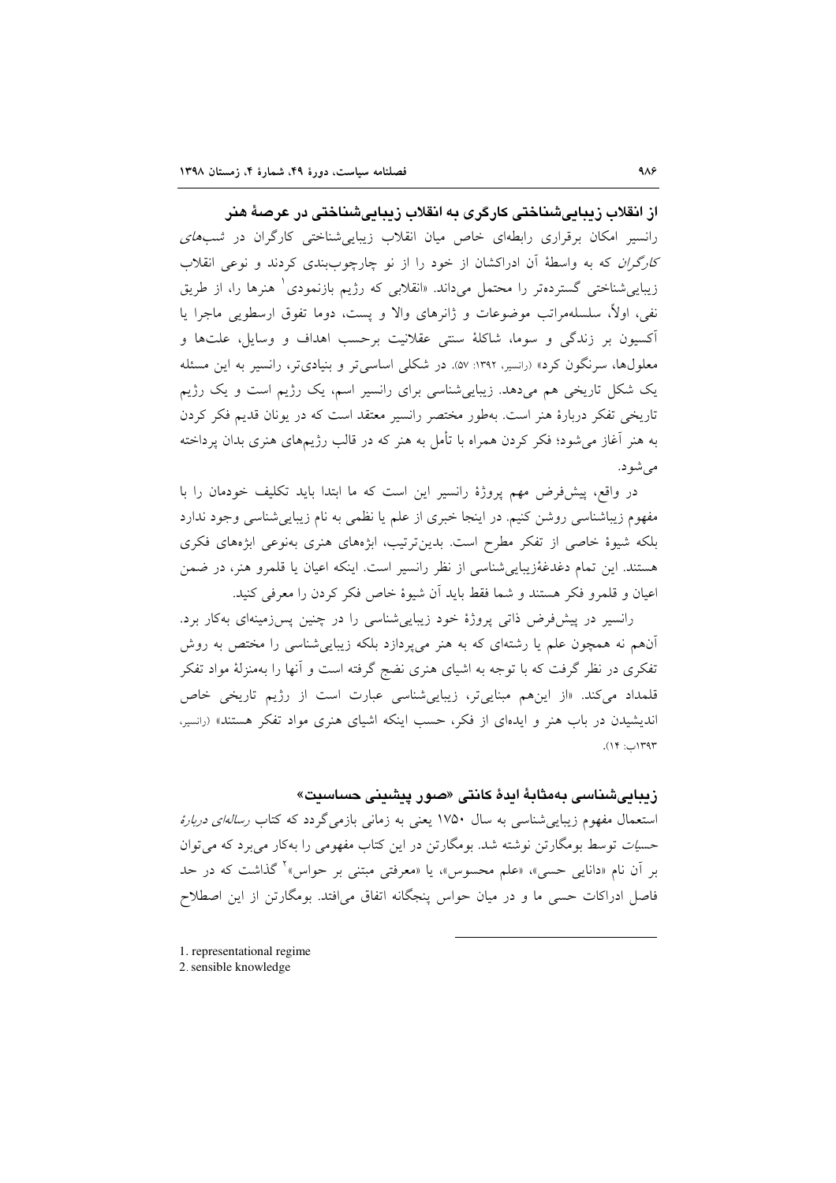### از انقلاب زیبایی‌شناختی کارگری به انقلاب زیبایی‌شناختی در عرصهٔ هنر

رانسیر امکان برقراری رابطه‌ای خاص میان انقلاب زیبایی‌شناختی کارگران در *شب‌های کارگران* که به واسطهٔ آن ادراکشان از خود را از نو چارچوب‌بندی کردند و نوعی انقلاب زیبایی‌شناختی گسترده‌تر را محتمل می‌داند. «انقلابی که رژیم بازنمودی[1] هنرها را، از طریق نفی، اولاً، سلسله‌مراتب موضوعات و ژانرهای والا و پست، دوما تفوق ارسطویی ماجرا یا آکسیون بر زندگی و سوما، شاکلهٔ سنتی عقلانیت برحسب اهداف و وسایل، علت‌ها و معلول‌ها، سرنگون کرد» (رانسیر، ۱۳۹۲: ۵۷). در شکلی اساسی‌تر و بنیادی‌تر، رانسیر به این مسئله یک شکل تاریخی هم می‌دهد. زیبایی‌شناسی برای رانسیر اسم، یک رژیم است و یک رژیم تاریخی تفکر دربارهٔ هنر است. به‌طور مختصر رانسیر معتقد است که در یونان قدیم فکر کردن به هنر آغاز می‌شود؛ فکر کردن همراه با تأمل به هنر که در قالب رژیم‌های هنری بدان پرداخته می‌شود.

در واقع، پیش‌فرض مهم پروژهٔ رانسیر این است که ما ابتدا باید تکلیف خودمان را با مفهوم زیباشناسی روشن کنیم. در اینجا خبری از علم یا نظمی به نام زیبایی‌شناسی وجود ندارد بلکه شیوهٔ خاصی از تفکر مطرح است. بدین‌ترتیب، ابژه‌های هنری به‌نوعی ابژه‌های فکری هستند. این تمام دغدغهٔ‌زیبایی‌شناسی از نظر رانسیر است. اینکه اعیان یا قلمرو هنر، در ضمن اعیان و قلمرو فکر هستند و شما فقط باید آن شیوهٔ خاص فکر کردن را معرفی کنید.

رانسیر در پیش‌فرض ذاتی پروژهٔ خود زیبایی‌شناسی را در چنین پس‌زمینه‌ای به‌کار برد. آن‌هم نه همچون علم یا رشته‌ای که به هنر می‌پردازد بلکه زیبایی‌شناسی را مختص به روش تفکری در نظر گرفت که با توجه به اشیای هنری نضج گرفته است و آنها را به‌منزلهٔ مواد تفکر قلمداد می‌کند. «از این‌هم مبنایی‌تر، زیبایی‌شناسی عبارت است از رژیم تاریخی خاص اندیشیدن در باب هنر و ایده‌ای از فکر، حسب اینکه اشیای هنری مواد تفکر هستند» (رانسیر، ۱۳۹۳ب: ۱۴).

### زیبایی‌شناسی به‌مثابهٔ ایدهٔ کانتی «صور پیشینی حساسیت»

استعمال مفهوم زیبایی‌شناسی به سال ۱۷۵۰ یعنی به زمانی بازمی‌گردد که کتاب *رساله‌ای دربارهٔ حسیات* توسط بومگارتن نوشته شد. بومگارتن در این کتاب مفهومی را به‌کار می‌برد که می‌توان بر آن نام «دانایی حسی»، «علم محسوس»، یا «معرفتی مبتنی بر حواس»[2] گذاشت که در حد فاصل ادراکات حسی ما و در میان حواس پنجگانه اتفاق می‌افتد. بومگارتن از این اصطلاح

---

1. representational regime
2. sensible knowledge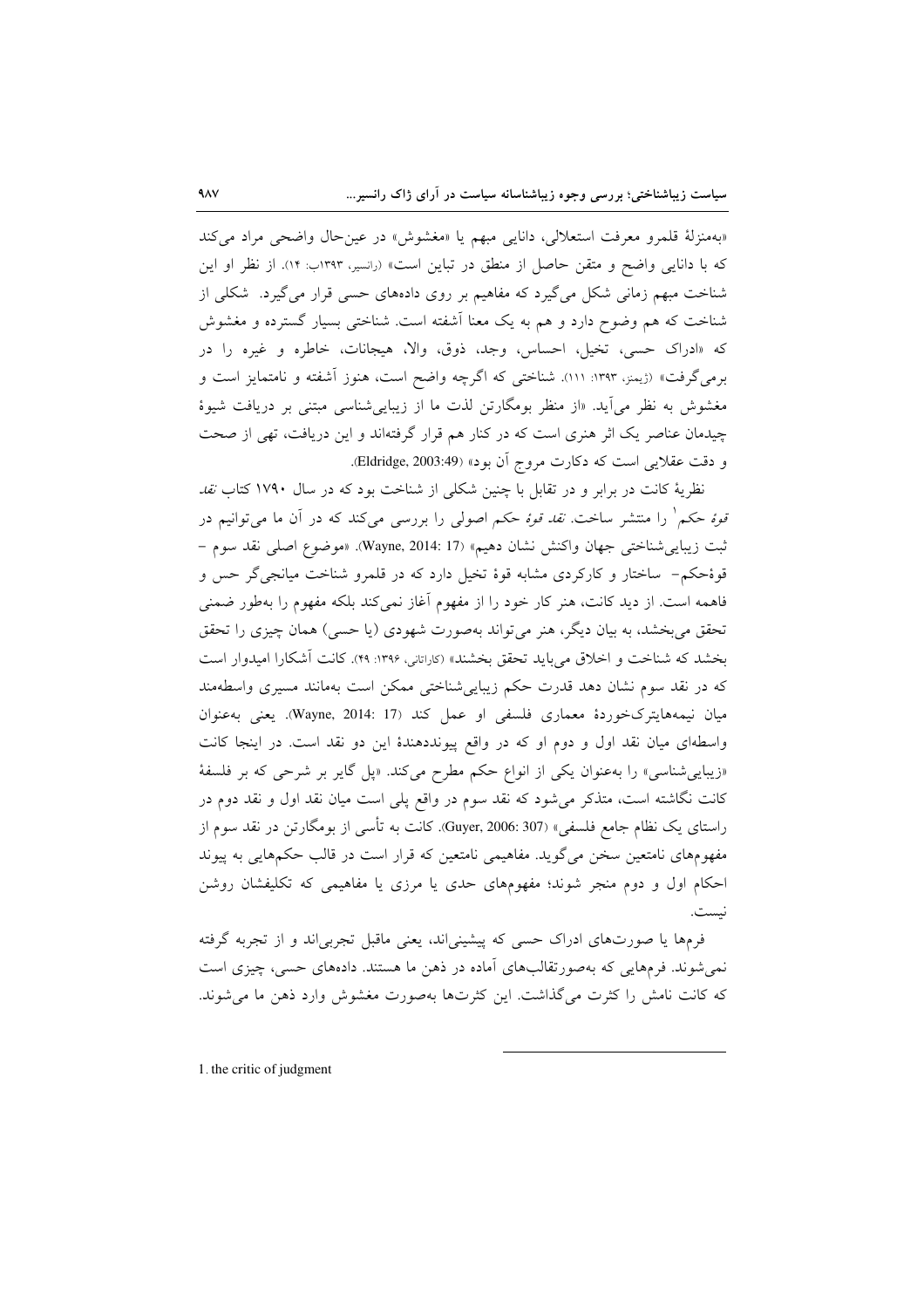«به‌منزلهٔ قلمرو معرفت استعلالی، دانایی مبهم یا «مغشوش» در عین‌حال واضحی مراد می‌کند که با دانایی واضح و متقن حاصل از منطق در تباین است» (رانسیر، ۱۳۹۳ب: ۱۴). از نظر او این شناخت مبهم زمانی شکل می‌گیرد که مفاهیم بر روی داده‌های حسی قرار می‌گیرد. شکلی از شناخت که هم وضوح دارد و هم به یک معنا آشفته است. شناختی بسیار گسترده و مغشوش که «ادراک حسی، تخیل، احساس، وجد، ذوق، والا، هیجانات، خاطره و غیره را در برمی‌گرفت» (ژیمنز، ۱۳۹۳: ۱۱۱). شناختی که اگرچه واضح است، هنوز آشفته و نامتمایز است و مغشوش به نظر می‌آید. «از منظر بومگارتن لذت ما از زیبایی‌شناسی مبتنی بر دریافت شیوهٔ چیدمان عناصر یک اثر هنری است که در کنار هم قرار گرفته‌اند و این دریافت، تهی از صحت و دقت عقلایی است که دکارت مروج آن بود» (Eldridge, 2003:49).

نظریهٔ کانت در برابر و در تقابل با چنین شکلی از شناخت بود که در سال ۱۷۹۰ کتاب *نقد قوهٔ حکم*[1] را منتشر ساخت. *نقد قوهٔ حکم* اصولی را بررسی می‌کند که در آن ما می‌توانیم در ثبت زیبایی‌شناختی جهان واکنش نشان دهیم» (Wayne, 2014: 17). «موضوع اصلی نقد سوم – قوهٔ‌حکم– ساختار و کارکردی مشابه قوهٔ تخیل دارد که در قلمرو شناخت میانجی‌گر حس و فاهمه است. از دید کانت، هنر کار خود را از مفهوم آغاز نمی‌کند بلکه مفهوم را به‌طور ضمنی تحقق می‌بخشد، به بیان دیگر، هنر می‌تواند به‌صورت شهودی (یا حسی) همان چیزی را تحقق بخشد که شناخت و اخلاق می‌باید تحقق بخشند» (کاراتانی، ۱۳۹۶: ۴۹). کانت آشکارا امیدوار است که در نقد سوم نشان دهد قدرت حکم زیبایی‌شناختی ممکن است به‌مانند مسیری واسطه‌مند میان نیمه‌هایترک‌خوردهٔ معماری فلسفی او عمل کند (Wayne, 2014: 17). یعنی به‌عنوان واسطه‌ای میان نقد اول و دوم او که در واقع پیونددهندهٔ این دو نقد است. در اینجا کانت «زیبایی‌شناسی» را به‌عنوان یکی از انواع حکم مطرح می‌کند. «پل گایر بر شرحی که بر فلسفهٔ کانت نگاشته است، متذکر می‌شود که نقد سوم در واقع پلی است میان نقد اول و نقد دوم در راستای یک نظام جامع فلسفی» (Guyer, 2006: 307). کانت به تأسی از بومگارتن در نقد سوم از مفهوم‌های نامتعین سخن می‌گوید. مفاهیمی نامتعین که قرار است در قالب حکم‌هایی به پیوند احکام اول و دوم منجر شوند؛ مفهوم‌های حدی یا مرزی یا مفاهیمی که تکلیفشان روشن نیست.

فرم‌ها یا صورت‌های ادراک حسی که پیشینی‌اند، یعنی ماقبل تجربی‌اند و از تجربه گرفته نمی‌شوند. فرم‌هایی که به‌صورت‌قالب‌های آماده در ذهن ما هستند. داده‌های حسی، چیزی است که کانت نامش را کثرت می‌گذاشت. این کثرت‌ها به‌صورت مغشوش وارد ذهن ما می‌شوند.

---

1. the critic of judgment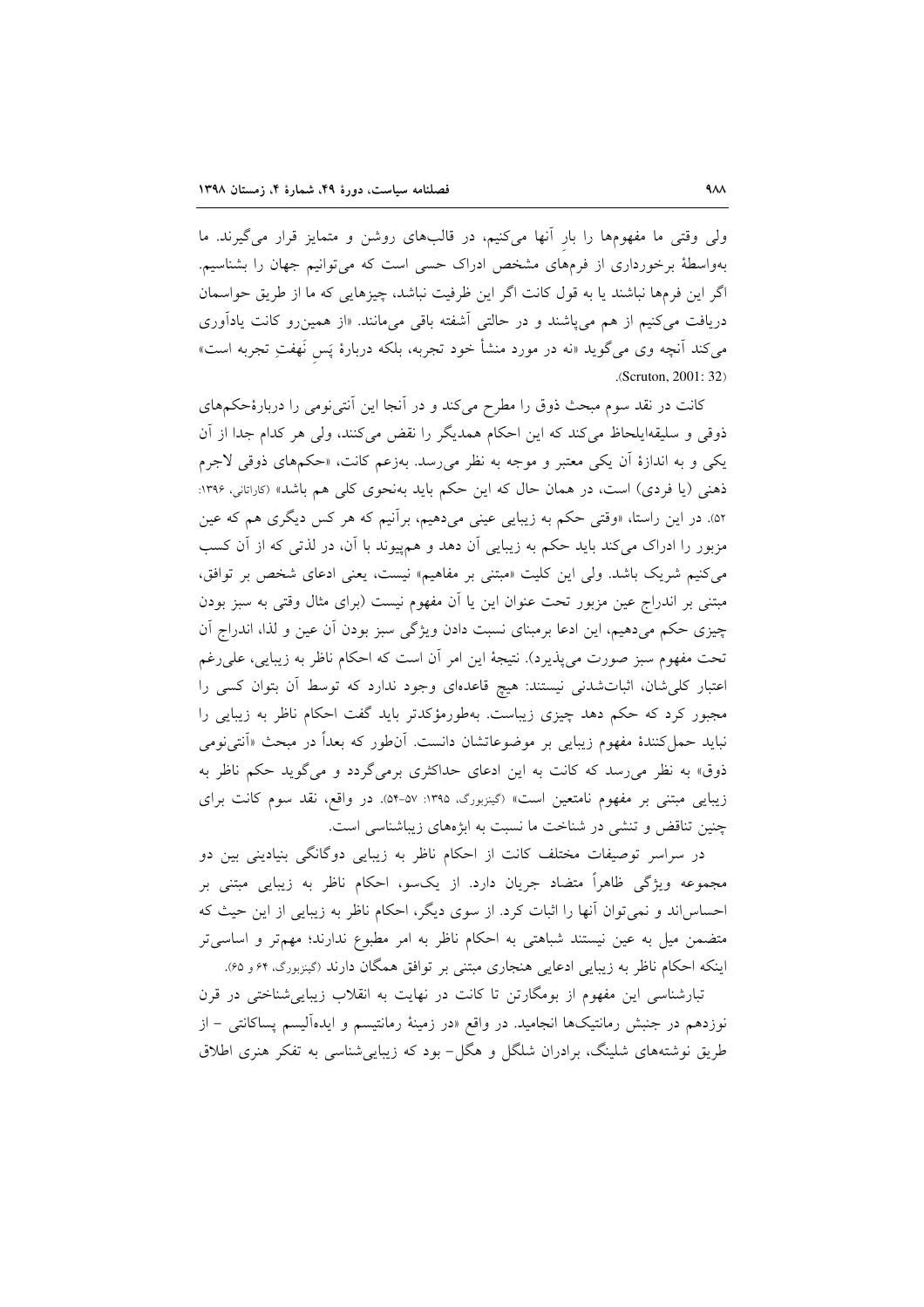ولی وقتی ما مفهوم‌ها را بارِ آنها می‌کنیم، در قالب‌های روشن و متمایز قرار می‌گیرند. ما به‌واسطهٔ برخورداری از فرم‌های مشخص ادراک حسی است که می‌توانیم جهان را بشناسیم. اگر این فرم‌ها نباشند یا به قول کانت اگر این ظرفیت نباشد، چیزهایی که ما از طریق حواسمان دریافت می‌کنیم از هم می‌پاشند و در حالتی آشفته باقی می‌مانند. «از همین‌رو کانت یادآوری می‌کند آنچه وی می‌گوید «نه در مورد منشأ خود تجربه، بلکه دربارهٔ پَسِ نَهفتِ تجربه است» (Scruton, 2001: 32).

کانت در نقد سوم مبحث ذوق را مطرح می‌کند و در آنجا این آنتی‌نومی را دربارهٔحکم‌های ذوقی و سلیقه‌ایلحاظ می‌کند که این احکام همدیگر را نقض می‌کنند، ولی هر کدام جدا از آن یکی و به اندازهٔ آن یکی معتبر و موجه به نظر می‌رسد. به‌زعم کانت، «حکم‌های ذوقی لاجرم ذهنی (یا فردی) است، در همان حال که این حکم باید به‌نحوی کلی هم باشد» (کاراتانی، ۱۳۹۶: ۵۲). در این راستا، «وقتی حکم به زیبایی عینی می‌دهیم، برآنیم که هر کس دیگری هم که عین مزبور را ادراک می‌کند باید حکم به زیبایی آن دهد و هم‌پیوند با آن، در لذتی که از آن کسب می‌کنیم شریک باشد. ولی این کلیت «مبتنی بر مفاهیم» نیست، یعنی ادعای شخص بر توافق، مبتنی بر اندراج عین مزبور تحت عنوان این یا آن مفهوم نیست (برای مثال وقتی به سبز بودن چیزی حکم می‌دهیم، این ادعا برمبنای نسبت دادن ویژگی سبز بودن آن عین و لذا، اندراج آن تحت مفهوم سبز صورت می‌پذیرد). نتیجهٔ این امر آن است که احکام ناظر به زیبایی، علی‌رغم اعتبار کلی‌شان، اثبات‌شدنی نیستند: هیچ قاعده‌ای وجود ندارد که توسط آن بتوان کسی را مجبور کرد که حکم دهد چیزی زیباست. به‌طورمؤکدتر باید گفت احکام ناظر به زیبایی را نباید حمل‌کنندهٔ مفهوم زیبایی بر موضوعاتشان دانست. آن‌طور که بعداً در مبحث «آنتی‌نومی ذوق» به نظر می‌رسد که کانت به این ادعای حداکثری برمی‌گردد و می‌گوید حکم ناظر به زیبایی مبتنی بر مفهوم نامتعین است» (گینزبورگ، ۱۳۹۵: ۵۷-۵۴). در واقع، نقد سوم کانت برای چنین تناقض و تنشی در شناخت ما نسبت به ابژه‌های زیباشناسی است.

در سراسر توصیفات مختلف کانت از احکام ناظر به زیبایی دوگانگی بنیادینی بین دو مجموعه ویژگی ظاهراً متضاد جریان دارد. از یک‌سو، احکام ناظر به زیبایی مبتنی بر احساس‌اند و نمی‌توان آنها را اثبات کرد. از سوی دیگر، احکام ناظر به زیبایی از این حیث که متضمن میل به عین نیستند شباهتی به احکام ناظر به امر مطبوع ندارند؛ مهم‌تر و اساسی‌تر اینکه احکام ناظر به زیبایی ادعایی هنجاری مبتنی بر توافق همگان دارند (گینزبورگ، ۶۴ و ۶۵).

تبارشناسی این مفهوم از بومگارتن تا کانت در نهایت به انقلاب زیبایی‌شناختی در قرن نوزدهم در جنبش رمانتیک‌ها انجامید. در واقع «در زمینهٔ رمانتیسم و ایده‌آلیسم پساکانتی – از طریق نوشته‌های شلینگ، برادران شلگل و هگل– بود که زیبایی‌شناسی به تفکر هنری اطلاق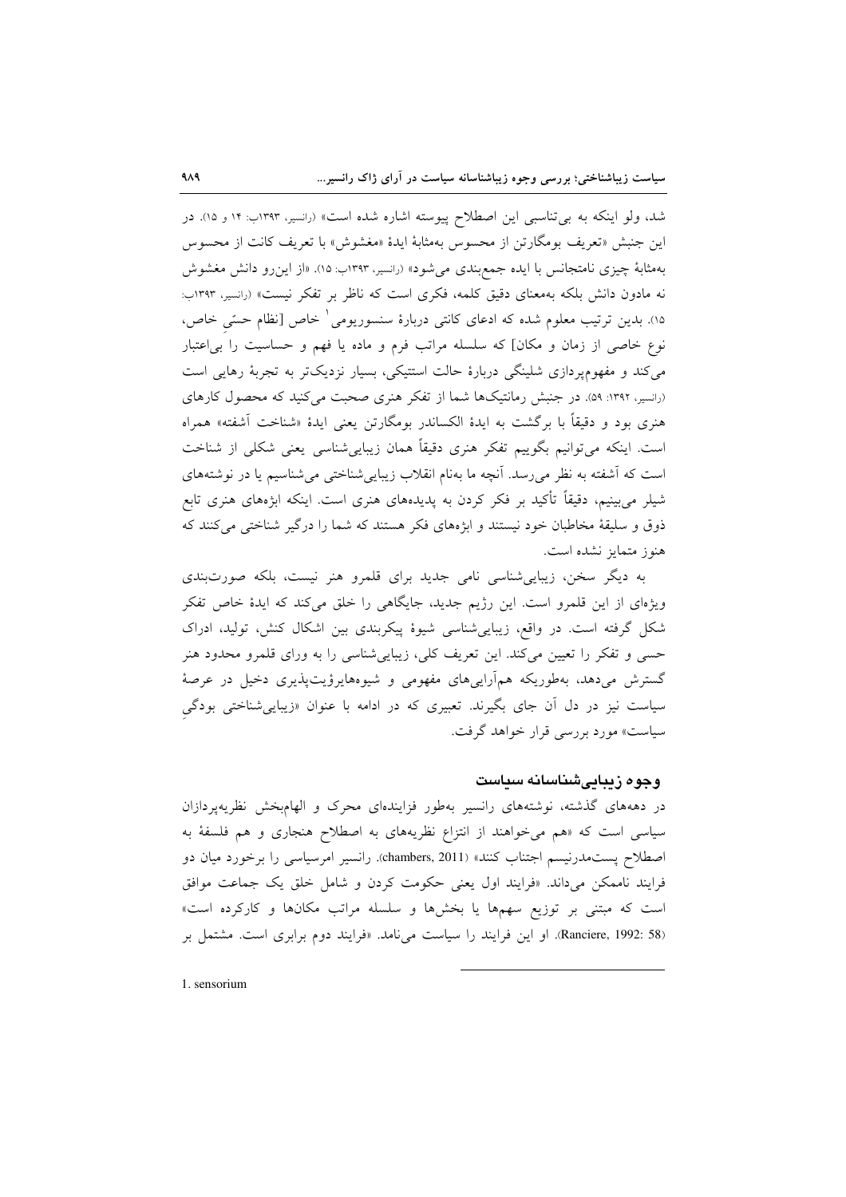شد، ولو اینکه به بی‌تناسبی این اصطلاح پیوسته اشاره شده است» (رانسیر، ۱۳۹۳ب: ۱۴ و ۱۵). در این جنبش «تعریف بومگارتن از محسوس به‌مثابهٔ ایدهٔ «مغشوش» با تعریف کانت از محسوس به‌مثابهٔ چیزی نامتجانس با ایده جمع‌بندی می‌شود» (رانسیر، ۱۳۹۳ب: ۱۵). «از این‌رو دانش مغشوش نه مادون دانش بلکه به‌معنای دقیق کلمه، فکری است که ناظر بر تفکر نیست» (رانسیر، ۱۳۹۳ب: ۱۵). بدین ترتیب معلوم شده که ادعای کانتی دربارهٔ سنسوریومی[1] خاص [نظام حسّیِ خاص، نوع خاصی از زمان و مکان] که سلسله مراتب فرم و ماده یا فهم و حساسیت را بی‌اعتبار می‌کند و مفهوم‌پردازی شلینگی دربارهٔ حالت استتیکی، بسیار نزدیک‌تر به تجربهٔ رهایی است (رانسیر، ۱۳۹۲: ۵۹). در جنبش رمانتیک‌ها شما از تفکر هنری صحبت می‌کنید که محصول کارهای هنری بود و دقیقاً با برگشت به ایدهٔ الکساندر بومگارتن یعنی ایدهٔ «شناخت آشفته» همراه است. اینکه می‌توانیم بگوییم تفکر هنری دقیقاً همان زیبایی‌شناسی یعنی شکلی از شناخت است که آشفته به نظر می‌رسد. آنچه ما به‌نام انقلاب زیبایی‌شناختی می‌شناسیم یا در نوشته‌های شیلر می‌بینیم، دقیقاً تأکید بر فکر کردن به پدیده‌های هنری است. اینکه ابژه‌های هنری تابع ذوق و سلیقهٔ مخاطبان خود نیستند و ابژه‌های فکر هستند که شما را درگیر شناختی می‌کنند که هنوز متمایز نشده است.

به دیگر سخن، زیبایی‌شناسی نامی جدید برای قلمرو هنر نیست، بلکه صورت‌بندی ویژه‌ای از این قلمرو است. این رژیم جدید، جایگاهی را خلق می‌کند که ایدهٔ خاص تفکر شکل گرفته است. در واقع، زیبایی‌شناسی شیوهٔ پیکربندی بین اشکال کنش، تولید، ادراک حسی و تفکر را تعیین می‌کند. این تعریف کلی، زیبایی‌شناسی را به ورای قلمرو محدود هنر گسترش می‌دهد، به‌طوریکه هم‌آرایی‌های مفهومی و شیوه‌هایرؤیت‌پذیری دخیل در عرصهٔ سیاست نیز در دل آن جای بگیرند. تعبیری که در ادامه با عنوان «زیبایی‌شناختی بودگیِ سیاست» مورد بررسی قرار خواهد گرفت.

### وجوه زیبایی‌شناسانه سیاست

در دهه‌های گذشته، نوشته‌های رانسیر به‌طور فزاینده‌ای محرک و الهام‌بخش نظریه‌پردازان سیاسی است که «هم می‌خواهند از انتزاع نظریه‌های به اصطلاح هنجاری و هم فلسفهٔ به اصطلاح پست‌مدرنیسم اجتناب کنند» (chambers, 2011). رانسیر امرسیاسی را برخورد میان دو فرایند ناممکن می‌داند. «فرایند اول یعنی حکومت کردن و شامل خلق یک جماعت موافق است که مبتنی بر توزیع سهم‌ها یا بخش‌ها و سلسله مراتب مکان‌ها و کارکرده است» (Ranciere, 1992: 58). او این فرایند را سیاست می‌نامد. «فرایند دوم برابری است. مشتمل بر

---

1. sensorium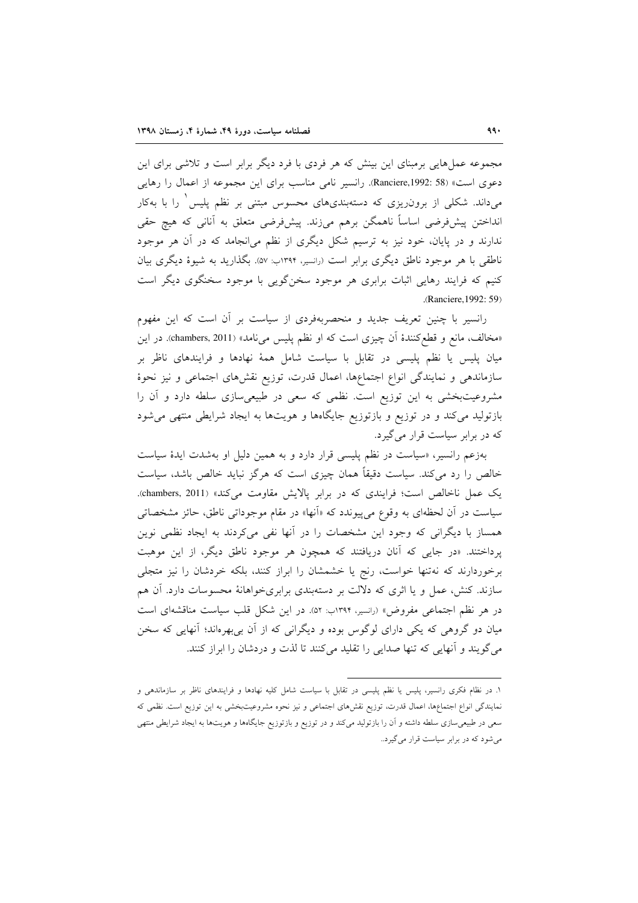مجموعه عمل‌هایی برمبنای این بینش که هر فردی با فرد دیگر برابر است و تلاشی برای این دعوی است» (Ranciere,1992: 58). رانسیر نامی مناسب برای این مجموعه از اعمال را رهایی می‌داند. شکلی از برون‌ریزی که دسته‌بندی‌های محسوس مبتنی بر نظم پلیس[1] را با به‌کار انداختن پیش‌فرضی اساساً ناهمگن برهم می‌زند. پیش‌فرضی متعلق به آنانی که هیچ حقی ندارند و در پایان، خود نیز به ترسیم شکل دیگری از نظم می‌انجامد که در آن هر موجود ناطقی با هر موجود ناطق دیگری برابر است (رانسیر، ۱۳۹۴ب: ۵۷). بگذارید به شیوهٔ دیگری بیان کنیم که فرایند رهایی اثبات برابری هر موجود سخن‌گویی با موجود سخنگوی دیگر است (Ranciere,1992: 59).

رانسیر با چنین تعریف جدید و منحصربه‌فردی از سیاست بر آن است که این مفهوم «مخالف، مانع و قطع‌کنندهٔ آن چیزی است که او نظم پلیس می‌نامد» (chambers, 2011). در این میان پلیس یا نظم پلیسی در تقابل با سیاست شامل همهٔ نهادها و فرایندهای ناظر بر سازماندهی و نمایندگی انواع اجتماع‌ها، اعمال قدرت، توزیع نقش‌های اجتماعی و نیز نحوهٔ مشروعیت‌بخشی به این توزیع است. نظمی که سعی در طبیعی‌سازی سلطه دارد و آن را بازتولید می‌کند و در توزیع و بازتوزیع جایگاه‌ها و هویت‌ها به ایجاد شرایطی منتهی می‌شود که در برابر سیاست قرار می‌گیرد.

به‌زعم رانسیر، «سیاست در نظم پلیسی قرار دارد و به همین دلیل او به‌شدت ایدهٔ سیاست خالص را رد می‌کند. سیاست دقیقاً همان چیزی است که هرگز نباید خالص باشد، سیاست یک عمل ناخالص است؛ فرایندی که در برابر پالایش مقاومت می‌کند» (chambers, 2011). سیاست در آن لحظه‌ای به وقوع می‌پیوندد که «آنها» در مقام موجوداتی ناطق، حائز مشخصاتی همساز با دیگرانی که وجود این مشخصات را در آنها نفی می‌کردند به ایجاد نظمی نوین پرداختند. «در جایی که آنان دریافتند که همچون هر موجود ناطق دیگر، از این موهبت برخوردارند که نه‌تنها خواست، رنج یا خشمشان را ابراز کنند، بلکه خردشان را نیز متجلی سازند. کنش، عمل و یا اثری که دلالت بر دسته‌بندی برابری‌خواهانهٔ محسوسات دارد. آن هم در هر نظم اجتماعی مفروض» (رانسیر، ۱۳۹۴ب: ۵۲). در این شکل قلب سیاست مناقشه‌ای است میان دو گروهی که یکی دارای لوگوس بوده و دیگرانی که از آن بی‌بهره‌اند؛ آنهایی که سخن می‌گویند و آنهایی که تنها صدایی را تقلید می‌کنند تا لذت و دردشان را ابراز کنند.

---

۱. در نظام فکری رانسیر، پلیس یا نظم پلیسی در تقابل با سیاست شامل کلیه نهادها و فرایندهای ناظر بر سازماندهی و نمایندگی انواع اجتماع‌ها، اعمال قدرت، توزیع نقش‌های اجتماعی و نیز نحوه مشروعیت‌بخشی به این توزیع است. نظمی که سعی در طبیعی‌سازی سلطه داشته و آن را بازتولید می‌کند و در توزیع و بازتوزیع جایگاه‌ها و هویت‌ها به ایجاد شرایطی منتهی می‌شود که در برابر سیاست قرار می‌گیرد..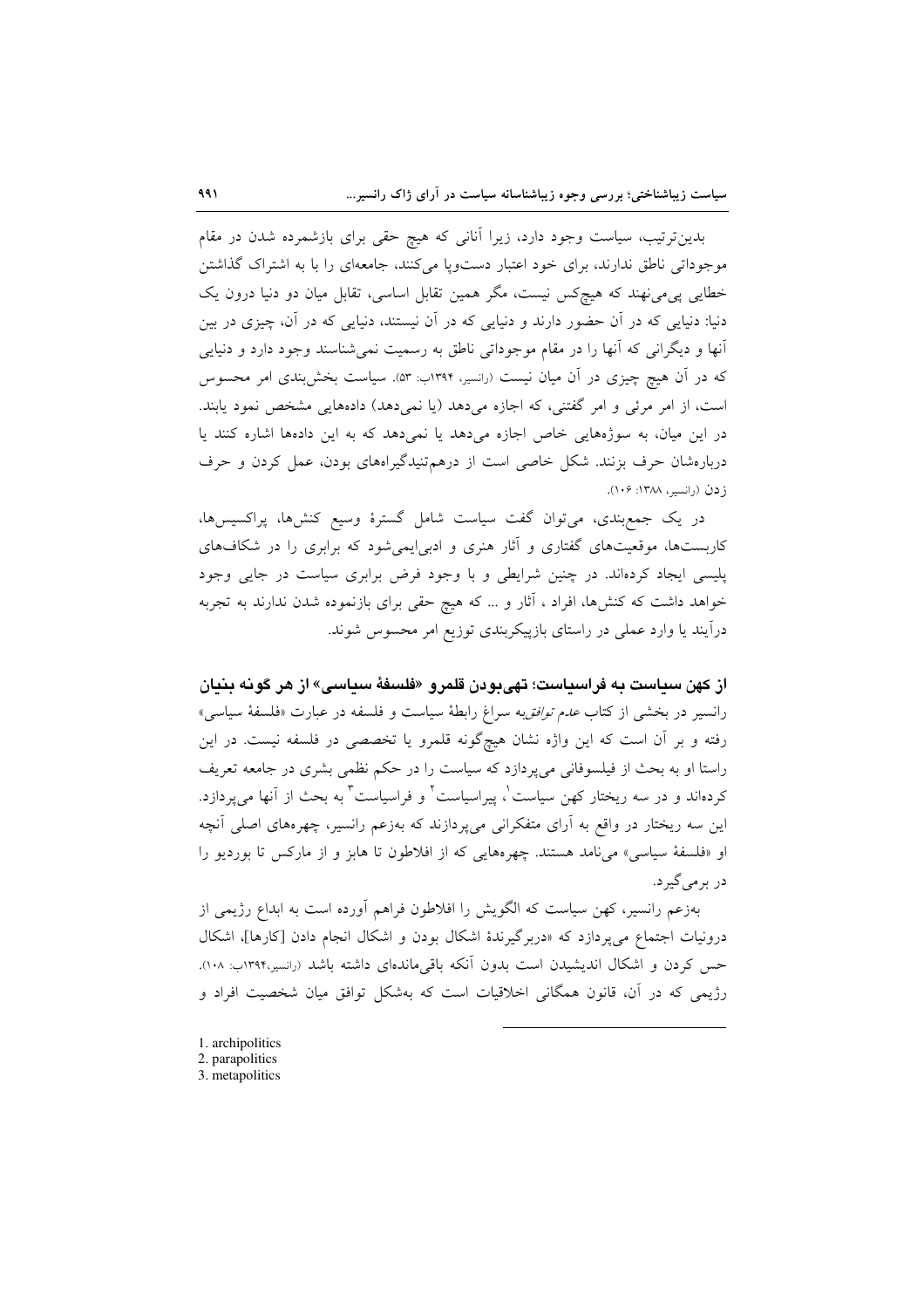بدین‌ترتیب، سیاست وجود دارد، زیرا آنانی که هیچ حقی برای بازشمرده شدن در مقام موجوداتی ناطق ندارند، برای خود اعتبار دست‌وپا می‌کنند، جامعه‌ای را با به اشتراک گذاشتن خطایی پی‌می‌نهند که هیچ‌کس نیست، مگر همین تقابل اساسی، تقابل میان دو دنیا درون یک دنیا: دنیایی که در آن حضور دارند و دنیایی که در آن نیستند، دنیایی که در آن، چیزی در بین آنها و دیگرانی که آنها را در مقام موجوداتی ناطق به رسمیت نمی‌شناسند وجود دارد و دنیایی که در آن هیچ چیزی در آن میان نیست (رانسیر، ۱۳۹۴ب: ۵۳). سیاست بخش‌بندی امر محسوس است، از امر مرئی و امر گفتنی، که اجازه می‌دهد (یا نمی‌دهد) داده‌هایی مشخص نمود یابند. در این میان، به سوژه‌هایی خاص اجازه می‌دهد یا نمی‌دهد که به این داده‌ها اشاره کنند یا درباره‌شان حرف بزنند. شکل خاصی است از درهم‌تنیدگی‌راه‌های بودن، عمل کردن و حرف زدن (رانسیر، ۱۳۸۸: ۱۰۶).

در یک جمع‌بندی، می‌توان گفت سیاست شامل گسترهٔ وسیع کنش‌ها، پراکسیس‌ها، کاربست‌ها، موقعیت‌های گفتاری و آثار هنری و ادبی‌ایمی‌شود که برابری را در شکاف‌های پلیسی ایجاد کرده‌اند. در چنین شرایطی و با وجود فرض برابری سیاست در جایی وجود خواهد داشت که کنش‌ها، افراد ، آثار و ... که هیچ حقی برای بازنموده شدن ندارند به تجربه درآیند یا وارد عملی در راستای بازپیکربندی توزیع امر محسوس شوند.

## از کهن سیاست به فراسیاست؛ تهی‌بودن قلمرو «فلسفهٔ سیاسی» از هر گونه بنیان

رانسیر در بخشی از کتاب *عدم توافق*به سراغ رابطهٔ سیاست و فلسفه در عبارت «فلسفهٔ سیاسی» رفته و بر آن است که این واژه نشان هیچ‌گونه قلمرو یا تخصصی در فلسفه نیست. در این راستا او به بحث از فیلسوفانی می‌پردازد که سیاست را در حکم نظمی بشری در جامعه تعریف کرده‌اند و در سه ریختار کهن سیاست[1]، پیراسیاست[2] و فراسیاست[3] به بحث از آنها می‌پردازد. این سه ریختار در واقع به آرای متفکرانی می‌پردازند که به‌زعم رانسیر، چهره‌های اصلی آنچه او «فلسفهٔ سیاسی» می‌نامد هستند. چهره‌هایی که از افلاطون تا هابز و از مارکس تا بوردیو را در برمی‌گیرد.

به‌زعم رانسیر، کهن سیاست که الگویش را افلاطون فراهم آورده است به ابداع رژیمی از درونیات اجتماع می‌پردازد که «دربرگیرندهٔ اشکال بودن و اشکال انجام دادن [کارها]، اشکال حس کردن و اشکال اندیشیدن است بدون آنکه باقی‌مانده‌ای داشته باشد (رانسیر،۱۳۹۴ب: ۱۰۸). رژیمی که در آن، قانون همگانی اخلاقیات است که به‌شکل توافق میان شخصیت افراد و

1. archipolitics
2. parapolitics
3. metapolitics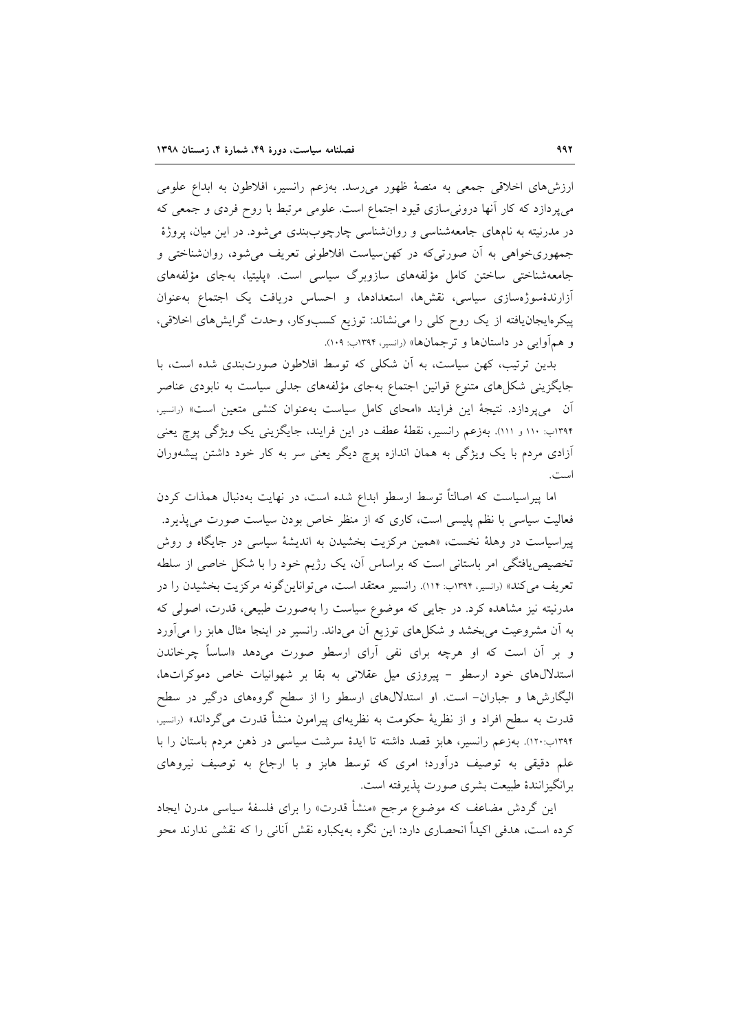ارزش‌های اخلاقی جمعی به منصهٔ ظهور می‌رسد. به‌زعم رانسیر، افلاطون به ابداع علومی می‌پردازد که کار آنها درونی‌سازی قیود اجتماع است. علومی مرتبط با روح فردی و جمعی که در مدرنیته به نام‌های جامعه‌شناسی و روان‌شناسی چارچوب‌بندی می‌شود. در این میان، پروژهٔ جمهوری‌خواهی به آن صورتی‌که در کهن‌سیاست افلاطونی تعریف می‌شود، روان‌شناختی و جامعه‌شناختی ساختن کامل مؤلفه‌های سازوبرگ سیاسی است. «پلیتیا، به‌جای مؤلفه‌های آزارندهٔ‌سوژه‌سازی سیاسی، نقش‌ها، استعدادها، و احساس دریافت یک اجتماع به‌عنوان پیکره‌ایجان‌یافته از یک روح کلی را می‌نشاند: توزیع کسب‌وکار، وحدت گرایش‌های اخلاقی، و هم‌آوایی در داستان‌ها و ترجمان‌ها» (رانسیر، ۱۳۹۴ب: ۱۰۹).

بدین ترتیب، کهن سیاست، به آن شکلی که توسط افلاطون صورت‌بندی شده است، با جایگزینی شکل‌های متنوع قوانین اجتماع به‌جای مؤلفه‌های جدلی سیاست به نابودی عناصر آن می‌پردازد. نتیجهٔ این فرایند «امحای کامل سیاست به‌عنوان کنشی متعین است» (رانسیر، ۱۳۹۴ب: ۱۱۰ و ۱۱۱). به‌زعم رانسیر، نقطهٔ عطف در این فرایند، جایگزینی یک ویژگی پوچ یعنی آزادی مردم با یک ویژگی به همان اندازه پوچ دیگر یعنی سر به کار خود داشتن پیشه‌وران است.

اما پیراسیاست که اصالتاً توسط ارسطو ابداع شده است، در نهایت به‌دنبال همذات کردن فعالیت سیاسی با نظم پلیسی است، کاری که از منظر خاص بودن سیاست صورت می‌پذیرد. پیراسیاست در وهلهٔ نخست، «همین مرکزیت بخشیدن به اندیشهٔ سیاسی در جایگاه و روش تخصیص‌یافتگی امر باستانی است که براساس آن، یک رژیم خود را با شکل خاصی از سلطه تعریف می‌کند» (رانسیر، ۱۳۹۴ب: ۱۱۴). رانسیر معتقد است، می‌توان‌این‌گونه مرکزیت بخشیدن را در مدرنیته نیز مشاهده کرد. در جایی که موضوع سیاست به‌صورت طبیعی، قدرت، اصولی که به آن مشروعیت می‌بخشد و شکل‌های توزیع آن می‌داند. رانسیر در اینجا مثال هابز را می‌آورد و بر آن است که او هرچه برای نفی آرای ارسطو صورت می‌دهد «اساساً چرخاندن استدلال‌های خود ارسطو - پیروزی میل عقلانی به بقا بر شهوانیات خاص دموکرات‌ها، الیگارش‌ها و جباران- است. او استدلال‌های ارسطو را از سطح گروه‌های درگیر در سطح قدرت به سطح افراد و از نظریهٔ حکومت به نظریه‌ای پیرامون منشأ قدرت می‌گرداند» (رانسیر، ۱۳۹۴ب:۱۲۰). به‌زعم رانسیر، هابز قصد داشته تا ایدهٔ سرشت سیاسی در ذهن مردم باستان را با علم دقیقی به توصیف درآورد؛ امری که توسط هابز و با ارجاع به توصیف نیروهای برانگیزانندهٔ طبیعت بشری صورت پذیرفته است.

این گردش مضاعف که موضوع مرجح «منشأ قدرت» را برای فلسفهٔ سیاسی مدرن ایجاد کرده است، هدفی اکیداً انحصاری دارد: این نگره به‌یکباره نقش آنانی را که نقشی ندارند محو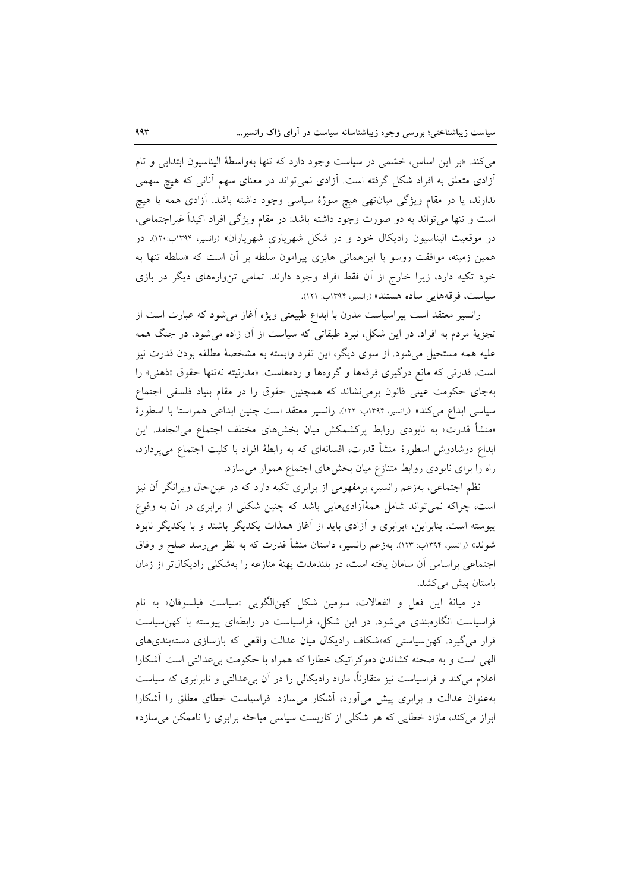می‌کند. «بر این اساس، خشمی در سیاست وجود دارد که تنها به‌واسطهٔ الیناسیون ابتدایی و تام آزادی متعلق به افراد شکل گرفته است. آزادی نمی‌تواند در معنای سهم آنانی که هیچ سهمی ندارند، یا در مقام ویژگی میان‌تهی هیچ سوژهٔ سیاسی وجود داشته باشد. آزادی همه یا هیچ است و تنها می‌تواند به دو صورت وجود داشته باشد: در مقام ویژگی افراد اکیداً غیراجتماعی، در موقعیت الیناسیون رادیکال خود و در شکل شهریاریِ شهریاران» (رانسیر، ۱۳۹۴ب:۱۲۰). در همین زمینه، موافقت روسو با این‌همانی هابزی پیرامون سلطه بر آن است که «سلطه تنها به خود تکیه دارد، زیرا خارج از آن فقط افراد وجود دارند. تمامی تن‌واره‌های دیگر در بازی سیاست، فرقه‌هایی ساده هستند» (رانسیر، ۱۳۹۴ب: ۱۲۱).

رانسیر معتقد است پیراسیاست مدرن با ابداع طبیعتی ویژه آغاز می‌شود که عبارت است از تجزیهٔ مردم به افراد. در این شکل، نبرد طبقاتی که سیاست از آن زاده می‌شود، در جنگ همه علیه همه مستحیل می‌شود. از سوی دیگر، این تفرد وابسته به مشخصهٔ مطلقه بودن قدرت نیز است. قدرتی که مانع درگیری فرقه‌ها و گروه‌ها و رده‌هاست. «مدرنیته نه‌تنها حقوق «ذهنی» را به‌جای حکومت عینی قانون برمی‌نشاند که همچنین حقوق را در مقام بنیاد فلسفی اجتماع سیاسی ابداع می‌کند» (رانسیر، ۱۳۹۴ب: ۱۲۲). رانسیر معتقد است چنین ابداعی همراستا با اسطورهٔ «منشأ قدرت» به نابودی روابط پرکشمکش میان بخش‌های مختلف اجتماع می‌انجامد. این ابداع دوشادوش اسطورهٔ منشأ قدرت، افسانه‌ای که به رابطهٔ افراد با کلیت اجتماع می‌پردازد، راه را برای نابودی روابط متنازع میان بخش‌های اجتماع هموار می‌سازد.

نظم اجتماعی، به‌زعم رانسیر، برمفهومی از برابری تکیه دارد که در عین‌حال ویرانگر آن نیز است، چراکه نمی‌تواند شامل همهٔ‌آزادی‌هایی باشد که چنین شکلی از برابری در آن به وقوع پیوسته است. بنابراین، «برابری و آزادی باید از آغاز همذات یکدیگر باشند و با یکدیگر نابود شوند» (رانسیر، ۱۳۹۴ب: ۱۲۳). به‌زعم رانسیر، داستان منشأ قدرت که به نظر می‌رسد صلح و وفاق اجتماعی براساس آن سامان یافته است، در بلندمدت پهنهٔ منازعه را به‌شکلی رادیکال‌تر از زمان باستان پیش می‌کشد.

در میانهٔ این فعل و انفعالات، سومین شکل کهن‌الگویی «سیاست فیلسوفان» به نام فراسیاست انگاره‌بندی می‌شود. در این شکل، فراسیاست در رابطه‌ای پیوسته با کهن‌سیاست قرار می‌گیرد. کهن‌سیاستی که«شکاف رادیکال میان عدالت واقعی که بازسازی دسته‌بندی‌های الهی است و به صحنه کشاندن دموکراتیک خطارا که همراه با حکومت بی‌عدالتی است آشکارا اعلام می‌کند و فراسیاست نیز متقارناً، مازاد رادیکالی را در آن بی‌عدالتی و نابرابری که سیاست به‌عنوان عدالت و برابری پیش می‌آورد، آشکار می‌سازد. فراسیاست خطای مطلق را آشکارا ابراز می‌کند، مازاد خطایی که هر شکلی از کاربست سیاسی مباحثه برابری را ناممکن می‌سازد»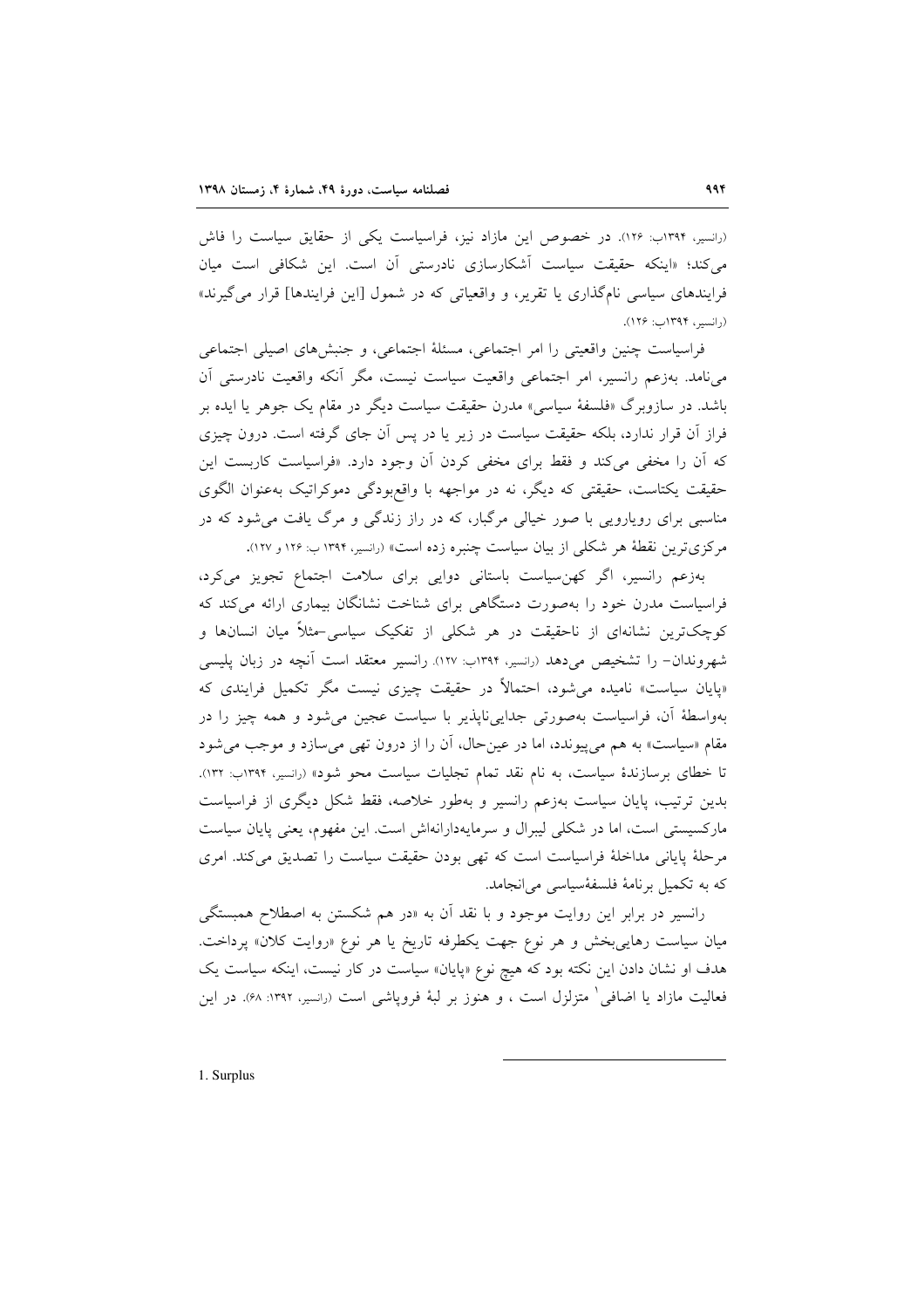(رانسیر، ۱۳۹۴ب: ۱۲۶). در خصوص این مازاد نیز، فراسیاست یکی از حقایق سیاست را فاش می‌کند؛ «اینکه حقیقت سیاست آشکارسازی نادرستی آن است. این شکافی است میان فرایندهای سیاسی نام‌گذاری یا تقریر، و واقعیاتی که در شمول [این فرایندها] قرار می‌گیرند» (رانسیر، ۱۳۹۴ب: ۱۲۶).

فراسیاست چنین واقعیتی را امر اجتماعی، مسئلهٔ اجتماعی، و جنبش‌های اصیلی اجتماعی می‌نامد. به‌زعم رانسیر، امر اجتماعی واقعیت سیاست نیست، مگر آنکه واقعیت نادرستی آن باشد. در سازوبرگ «فلسفهٔ سیاسی» مدرن حقیقت سیاست دیگر در مقام یک جوهر یا ایده بر فراز آن قرار ندارد، بلکه حقیقت سیاست در زیر یا در پس آن جای گرفته است. درون چیزی که آن را مخفی می‌کند و فقط برای مخفی کردن آن وجود دارد. «فراسیاست کاربست این حقیقت یکتاست، حقیقتی که دیگر، نه در مواجهه با واقع‌بودگی دموکراتیک به‌عنوان الگوی مناسبی برای رویارویی با صور خیالی مرگبار، که در راز زندگی و مرگ یافت می‌شود که در مرکزی‌ترین نقطهٔ هر شکلی از بیان سیاست چنبره زده است» (رانسیر، ۱۳۹۴ ب: ۱۲۶ و ۱۲۷).

به‌زعم رانسیر، اگر کهن‌سیاست باستانی دوایی برای سلامت اجتماع تجویز می‌کرد، فراسیاست مدرن خود را به‌صورت دستگاهی برای شناخت نشانگان بیماری ارائه می‌کند که کوچک‌ترین نشانه‌ای از ناحقیقت در هر شکلی از تفکیک سیاسی–مثلاً میان انسان‌ها و شهروندان– را تشخیص می‌دهد (رانسیر، ۱۳۹۴ب: ۱۲۷). رانسیر معتقد است آنچه در زبان پلیسی «پایان سیاست» نامیده می‌شود، احتمالاً در حقیقت چیزی نیست مگر تکمیل فرایندی که به‌واسطهٔ آن، فراسیاست به‌صورتی جدایی‌ناپذیر با سیاست عجین می‌شود و همه چیز را در مقام «سیاست» به هم می‌پیوندد، اما در عین‌حال، آن را از درون تهی می‌سازد و موجب می‌شود تا خطای برسازندهٔ سیاست، به نام نقد تمام تجلیات سیاست محو شود» (رانسیر، ۱۳۹۴ب: ۱۳۲). بدین ترتیب، پایان سیاست به‌زعم رانسیر و به‌طور خلاصه، فقط شکل دیگری از فراسیاست مارکسیستی است، اما در شکلی لیبرال و سرمایه‌دارانه‌اش است. این مفهوم، یعنی پایان سیاست مرحلهٔ پایانی مداخلهٔ فراسیاست است که تهی بودن حقیقت سیاست را تصدیق می‌کند. امری که به تکمیل برنامهٔ فلسفهٔ‌سیاسی می‌انجامد.

رانسیر در برابر این روایت موجود و با نقد آن به «در هم شکستن به اصطلاح همبستگی میان سیاست رهایی‌بخش و هر نوع جهت یکطرفه تاریخ یا هر نوع «روایت کلان» پرداخت. هدف او نشان دادن این نکته بود که هیچ نوع «پایان» سیاست در کار نیست، اینکه سیاست یک فعالیت مازاد یا اضافی[1] متزلزل است ، و هنوز بر لبهٔ فروپاشی است (رانسیر، ۱۳۹۲: ۶۸). در این

1. Surplus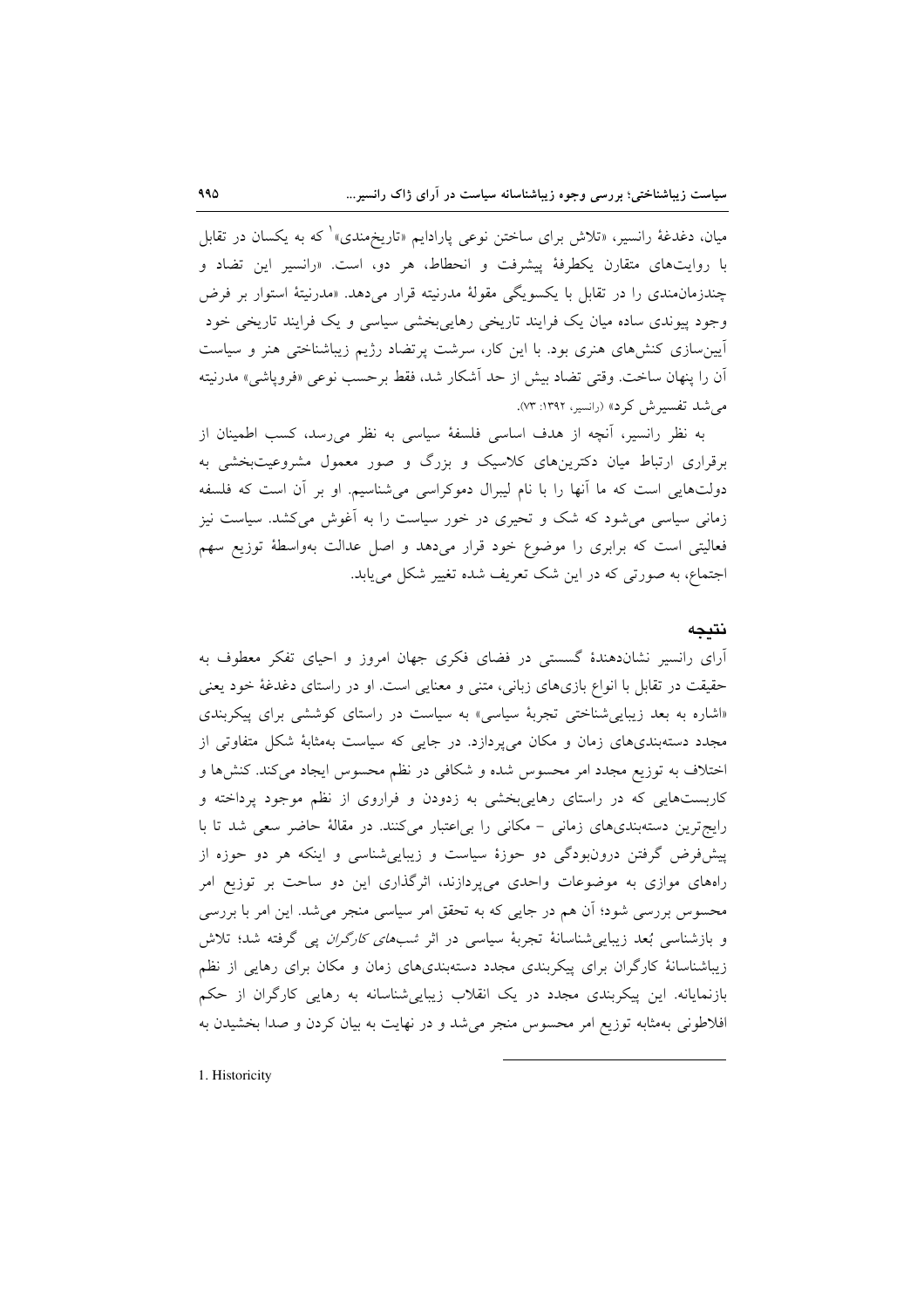میان، دغدغهٔ رانسیر، «تلاش برای ساختن نوعی پارادایم «تاریخ‌مندی»[1] که به یکسان در تقابل با روایت‌های متقارن یکطرفهٔ پیشرفت و انحطاط، هر دو، است. «رانسیر این تضاد و چندزمان‌مندی را در تقابل با یکسویگی مقولهٔ مدرنیته قرار می‌دهد. «مدرنیتهٔ استوار بر فرض وجود پیوندی ساده میان یک فرایند تاریخی رهایی‌بخشی سیاسی و یک فرایند تاریخی خود آیین‌سازی کنش‌های هنری بود. با این کار، سرشت پرتضاد رژیم زیباشناختی هنر و سیاست آن را پنهان ساخت. وقتی تضاد بیش از حد آشکار شد، فقط برحسب نوعی «فروپاشی» مدرنیته می‌شد تفسیرش کرد» (رانسیر، ۱۳۹۲: ۷۳).

به نظر رانسیر، آنچه از هدف اساسی فلسفهٔ سیاسی به نظر می‌رسد، کسب اطمینان از برقراری ارتباط میان دکترین‌های کلاسیک و بزرگ و صور معمول مشروعیت‌بخشی به دولت‌هایی است که ما آنها را با نام لیبرال دموکراسی می‌شناسیم. او بر آن است که فلسفه زمانی سیاسی می‌شود که شک و تحیری در خور سیاست را به آغوش می‌کشد. سیاست نیز فعالیتی است که برابری را موضوع خود قرار می‌دهد و اصل عدالت به‌واسطهٔ توزیع سهم اجتماع، به صورتی که در این شک تعریف شده تغییر شکل می‌یابد.

## نتیجه

آرای رانسیر نشان‌دهندهٔ گسستی در فضای فکری جهان امروز و احیای تفکر معطوف به حقیقت در تقابل با انواع بازی‌های زبانی، متنی و معنایی است. او در راستای دغدغهٔ خود یعنی «اشاره به بعد زیبایی‌شناختی تجربهٔ سیاسی» به سیاست در راستای کوششی برای پیکربندی مجدد دسته‌بندی‌های زمان و مکان می‌پردازد. در جایی که سیاست به‌مثابهٔ شکل متفاوتی از اختلاف به توزیع مجدد امر محسوس شده و شکافی در نظم محسوس ایجاد می‌کند. کنش‌ها و کاربست‌هایی که در راستای رهایی‌بخشی به زدودن و فراروی از نظم موجود پرداخته و رایج‌ترین دسته‌بندی‌های زمانی – مکانی را بی‌اعتبار می‌کنند. در مقالهٔ حاضر سعی شد تا با پیش‌فرض گرفتن درون‌بودگی دو حوزهٔ سیاست و زیبایی‌شناسی و اینکه هر دو حوزه از راه‌های موازی به موضوعات واحدی می‌پردازند، اثرگذاری این دو ساحت بر توزیع امر محسوس بررسی شود؛ آن هم در جایی که به تحقق امر سیاسی منجر می‌شد. این امر با بررسی و بازشناسی بُعد زیبایی‌شناسانهٔ تجربهٔ سیاسی در اثر *شب‌های کارگران* پی گرفته شد؛ تلاش زیباشناسانهٔ کارگران برای پیکربندی مجدد دسته‌بندی‌های زمان و مکان برای رهایی از نظم بازنمایانه. این پیکربندی مجدد در یک انقلاب زیبایی‌شناسانه به رهایی کارگران از حکم افلاطونی به‌مثابه توزیع امر محسوس منجر می‌شد و در نهایت به بیان کردن و صدا بخشیدن به

---

1. Historicity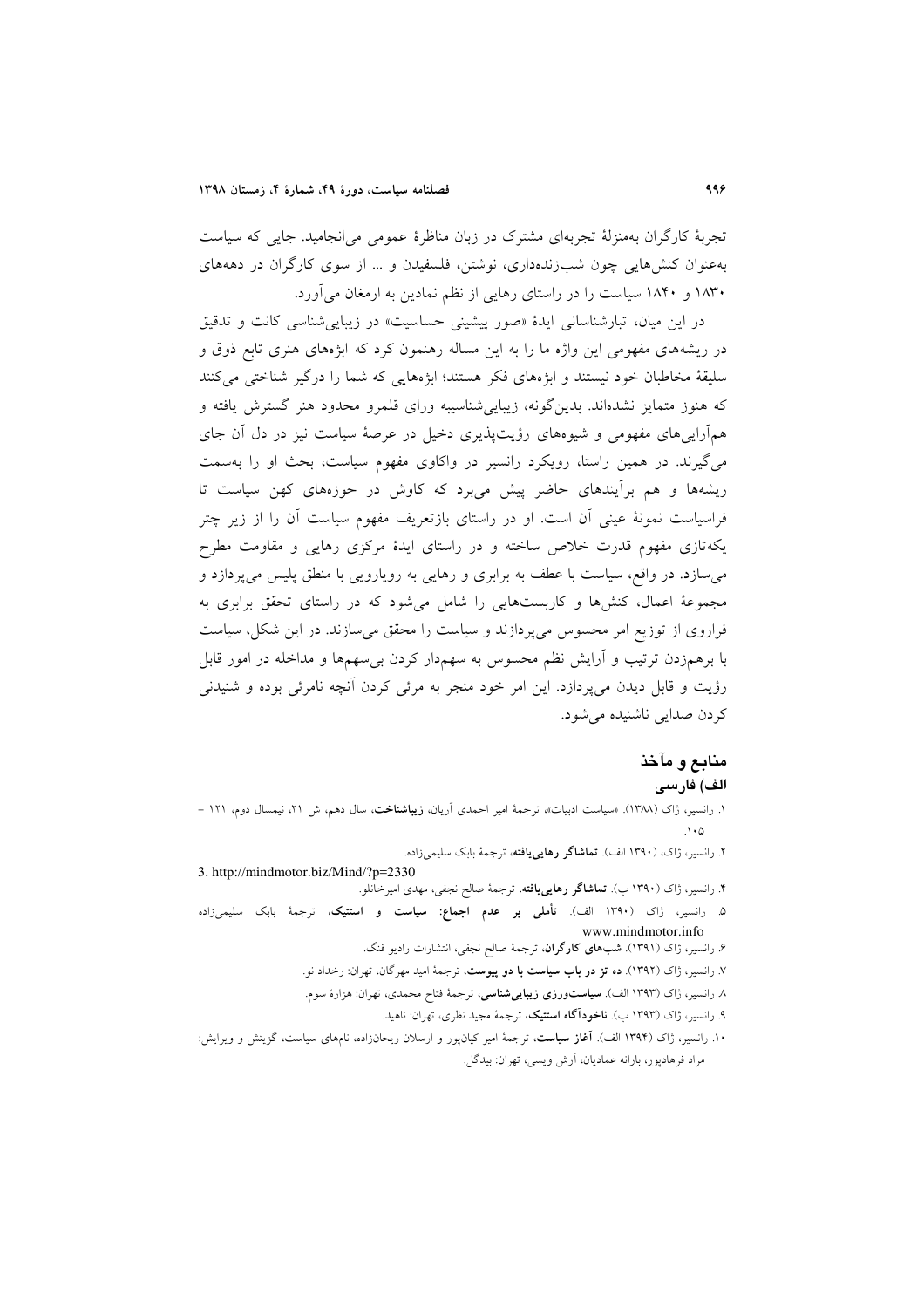تجربهٔ کارگران به‌منزلهٔ تجربه‌ای مشترک در زبان مناظرهٔ عمومی می‌انجامید. جایی که سیاست به‌عنوان کنش‌هایی چون شب‌زنده‌داری، نوشتن، فلسفیدن و ... از سوی کارگران در دهه‌های ۱۸۳۰ و ۱۸۴۰ سیاست را در راستای رهایی از نظم نمادین به ارمغان می‌آورد.

در این میان، تبارشناسانی ایدهٔ «صور پیشینی حساسیت» در زیبایی‌شناسی کانت و تدقیق در ریشه‌های مفهومی این واژه ما را به این مساله رهنمون کرد که ابژه‌های هنری تابع ذوق و سلیقهٔ مخاطبان خود نیستند و ابژه‌های فکر هستند؛ ابژه‌هایی که شما را درگیر شناختی می‌کنند که هنوز متمایز نشده‌اند. بدین‌گونه، زیبایی‌شناسیبه ورای قلمرو محدود هنر گسترش یافته و هم‌آرایی‌های مفهومی و شیوه‌های رؤیت‌پذیری دخیل در عرصهٔ سیاست نیز در دل آن جای می‌گیرند. در همین راستا، رویکرد رانسیر در واکاوی مفهوم سیاست، بحث او را به‌سمت ریشه‌ها و هم برآیندهای حاضر پیش می‌برد که کاوش در حوزه‌های کهن سیاست تا فراسیاست نمونهٔ عینی آن است. او در راستای بازتعریف مفهوم سیاست آن را از زیر چتر یکه‌تازی مفهوم قدرت خلاص ساخته و در راستای ایدهٔ مرکزی رهایی و مقاومت مطرح می‌سازد. در واقع، سیاست با عطف به برابری و رهایی به رویارویی با منطق پلیس می‌پردازد و مجموعهٔ اعمال، کنش‌ها و کاربست‌هایی را شامل می‌شود که در راستای تحقق برابری به فراروی از توزیع امر محسوس می‌پردازند و سیاست را محقق می‌سازند. در این شکل، سیاست با برهم‌زدن ترتیب و آرایش نظم محسوس به سهم‌دار کردن بی‌سهم‌ها و مداخله در امور قابل رؤیت و قابل دیدن می‌پردازد. این امر خود منجر به مرئی کردن آنچه نامرئی بوده و شنیدنی کردن صدایی ناشنیده می‌شود.

## منابع و مآخذ

### الف) فارسی

۱. رانسیر، ژاک (۱۳۸۸). «سیاست ادبیات»، ترجمهٔ امیر احمدی آریان، **زیباشناخت**، سال دهم، ش ۲۱، نیمسال دوم، ۱۲۱ – ۱۰۵.

۲. رانسیر، ژاک، (۱۳۹۰ الف). **تماشاگر رهایی‌یافته**، ترجمهٔ بابک سلیمی‌زاده.

3. http://mindmotor.biz/Mind/?p=2330

۴. رانسیر، ژاک (۱۳۹۰ ب). **تماشاگر رهایی‌یافته**، ترجمهٔ صالح نجفی، مهدی امیرخانلو.

۵. رانسیر، ژاک (۱۳۹۰ الف). **تأملی بر عدم اجماع: سیاست و استتیک**، ترجمهٔ بابک سلیمی‌زاده www.mindmotor.info

۶. رانسیر، ژاک (۱۳۹۱). **شب‌های کارگران**، ترجمهٔ صالح نجفی، انتشارات رادیو فنگ.

۷. رانسیر، ژاک (۱۳۹۲). **ده تز در باب سیاست با دو پیوست**، ترجمهٔ امید مهرگان، تهران: رخداد نو.

۸. رانسیر، ژاک (۱۳۹۳ الف). **سیاست‌ورزی زیبایی‌شناسی**، ترجمهٔ فتاح محمدی، تهران: هزارهٔ سوم.

۹. رانسیر، ژاک (۱۳۹۳ ب). **ناخودآگاه استتیک**، ترجمهٔ مجید نظری، تهران: ناهید.

۱۰. رانسیر، ژاک (۱۳۹۴ الف). **آغاز سیاست**، ترجمهٔ امیر کیان‌پور و ارسلان ریحان‌زاده، نام‌های سیاست، گزینش و ویرایش: مراد فرهادپور، بارانه عمادیان، آرش ویسی، تهران: بیدگل.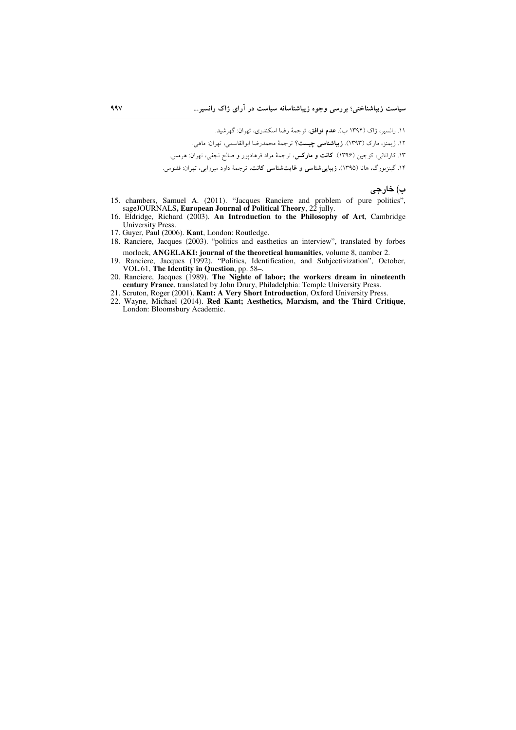۱۱. رانسیر، ژاک (۱۳۹۴ ب). **عدم توافق**، ترجمهٔ رضا اسکندری، تهران: گهرشید.

۱۲. ژیمنز، مارک (۱۳۹۳). **زیباشناسی چیست؟** ترجمهٔ محمدرضا ابوالقاسمی، تهران: ماهی.

۱۳. کاراتانی، کوجین (۱۳۹۶). **کانت و مارکس**، ترجمهٔ مراد فرهادپور و صالح نجفی، تهران: هرمس.

۱۴. گینزبورگ، هانا (۱۳۹۵). **زیبایی‌شناسی و غایت‌شناسی کانت**، ترجمهٔ داود میرزایی، تهران: ققنوس.

## ب) خارجی

15. chambers, Samuel A. (2011). "Jacques Ranciere and problem of pure politics", sageJOURNALS, **European Journal of Political Theory**, 22 jully.
16. Eldridge, Richard (2003). **An Introduction to the Philosophy of Art**, Cambridge University Press.
17. Guyer, Paul (2006). **Kant**, London: Routledge.
18. Ranciere, Jacques (2003). "politics and easthetics an interview", translated by forbes morlock, **ANGELAKI: journal of the theoretical humanities**, volume 8, namber 2.
19. Ranciere, Jacques (1992). "Politics, Identification, and Subjectivization", October, VOL.61, **The Identity in Question**, pp. 58–.
20. Ranciere, Jacques (1989). **The Nighte of labor; the workers dream in nineteenth century France**, translated by John Drury, Philadelphia: Temple University Press.
21. Scruton, Roger (2001). **Kant: A Very Short Introduction**, Oxford University Press.
22. Wayne, Michael (2014). **Red Kant; Aesthetics, Marxism, and the Third Critique**, London: Bloomsbury Academic.